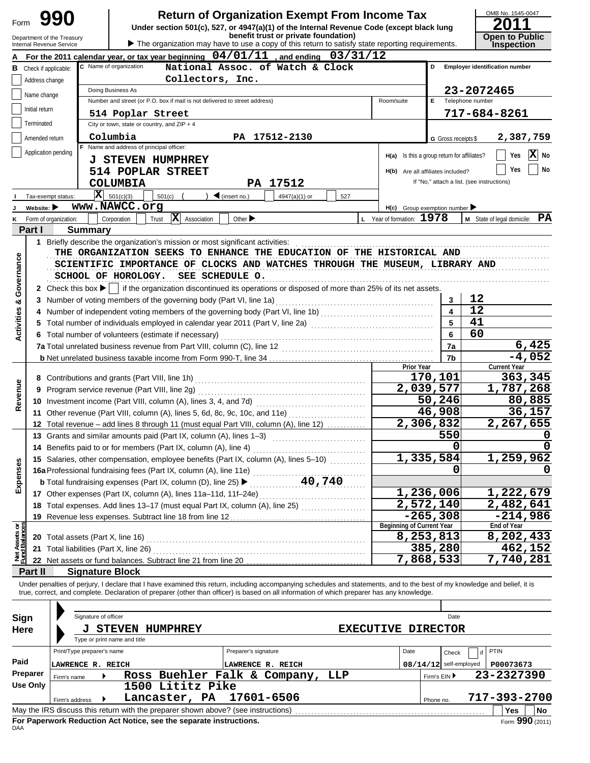Form **990**

# Return of Organization Exempt From Income Tax

**Under section 501(c), 527, or 4947(a)(1) of the Internal Revenue Code (except black lung benefit trust or private foundation)**

▶ The organization may have to use a copy of this return to satisfy state reporting requirements.

OMB No. 1545-0047

**2011**

**Open to Public Inspection**

Department of the Treasury
Internal Revenue Service

**A** For the 2011 calendar year, or tax year beginning 04/01/11 , and ending 03/31/12

**B** Check if applicable:
- Address change
- Name change
- Initial return
- Terminated
- Amended return
- Application pending

**C** Name of organization: National Assoc. of Watch & Clock Collectors, Inc.

Doing Business As

Number and street (or P.O. box if mail is not delivered to street address): 514 Poplar Street — Room/suite

City or town, state or country, and ZIP + 4: Columbia PA 17512-2130

**D** Employer identification number: 23-2072465

**E** Telephone number: 717-684-8261

**G** Gross receipts $ 2,387,759

**F** Name and address of principal officer:
J STEVEN HUMPHREY
514 POPLAR STREET
COLUMBIA PA 17512

**H(a)** Is this a group return for affiliates? Yes [ ] No [X]

**H(b)** Are all affiliates included? Yes [ ] No [ ]
If "No," attach a list. (see instructions)

**I** Tax-exempt status: [X] 501(c)(3) [ ] 501(c) ( ) ◀ (insert no.) [ ] 4947(a)(1) or [ ] 527

**J** Website: ▶ www.NAWCC.org

**H(c)** Group exemption number ▶

**K** Form of organization: [ ] Corporation [ ] Trust [X] Association [ ] Other ▶

**L** Year of formation: 1978

**M** State of legal domicile: PA

## Part I Summary

**Activities & Governance**

1 Briefly describe the organization's mission or most significant activities:
THE ORGANIZATION SEEKS TO ENHANCE THE EDUCATION OF THE HISTORICAL AND SCIENTIFIC IMPORTANCE OF CLOCKS AND WATCHES THROUGH THE MUSEUM, LIBRARY AND SCHOOL OF HOROLOGY. SEE SCHEDULE O.

2 Check this box ▶ [ ] if the organization discontinued its operations or disposed of more than 25% of its net assets.

| | | | |
|---|---|---|---|
| 3 | Number of voting members of the governing body (Part VI, line 1a) | 3 | 12 |
| 4 | Number of independent voting members of the governing body (Part VI, line 1b) | 4 | 12 |
| 5 | Total number of individuals employed in calendar year 2011 (Part V, line 2a) | 5 | 41 |
| 6 | Total number of volunteers (estimate if necessary) | 6 | 60 |
| 7a | Total unrelated business revenue from Part VIII, column (C), line 12 | 7a | 6,425 |
| b | Net unrelated business taxable income from Form 990-T, line 34 | 7b | -4,052 |

| | | Prior Year | Current Year |
|---|---|---|---|
| **Revenue** | | | |
| 8 | Contributions and grants (Part VIII, line 1h) | 170,101 | 363,345 |
| 9 | Program service revenue (Part VIII, line 2g) | 2,039,577 | 1,787,268 |
| 10 | Investment income (Part VIII, column (A), lines 3, 4, and 7d) | 50,246 | 80,885 |
| 11 | Other revenue (Part VIII, column (A), lines 5, 6d, 8c, 9c, 10c, and 11e) | 46,908 | 36,157 |
| 12 | Total revenue – add lines 8 through 11 (must equal Part VIII, column (A), line 12) | 2,306,832 | 2,267,655 |
| **Expenses** | | | |
| 13 | Grants and similar amounts paid (Part IX, column (A), lines 1–3) | 550 | 0 |
| 14 | Benefits paid to or for members (Part IX, column (A), line 4) | 0 | 0 |
| 15 | Salaries, other compensation, employee benefits (Part IX, column (A), lines 5–10) | 1,335,584 | 1,259,962 |
| 16a | Professional fundraising fees (Part IX, column (A), line 11e) | 0 | 0 |
| b | Total fundraising expenses (Part IX, column (D), line 25) ▶ 40,740 | | |
| 17 | Other expenses (Part IX, column (A), lines 11a–11d, 11f–24e) | 1,236,006 | 1,222,679 |
| 18 | Total expenses. Add lines 13–17 (must equal Part IX, column (A), line 25) | 2,572,140 | 2,482,641 |
| 19 | Revenue less expenses. Subtract line 18 from line 12 | -265,308 | -214,986 |
| **Net Assets or Fund Balances** | | **Beginning of Current Year** | **End of Year** |
| 20 | Total assets (Part X, line 16) | 8,253,813 | 8,202,433 |
| 21 | Total liabilities (Part X, line 26) | 385,280 | 462,152 |
| 22 | Net assets or fund balances. Subtract line 21 from line 20 | 7,868,533 | 7,740,281 |

## Part II Signature Block

Under penalties of perjury, I declare that I have examined this return, including accompanying schedules and statements, and to the best of my knowledge and belief, it is true, correct, and complete. Declaration of preparer (other than officer) is based on all information of which preparer has any knowledge.

**Sign Here**

Signature of officer — Date

J STEVEN HUMPHREY — EXECUTIVE DIRECTOR
Type or print name and title

**Paid Preparer Use Only**

| Print/Type preparer's name | Preparer's signature | Date | Check [ ] if self-employed | PTIN |
|---|---|---|---|---|
| LAWRENCE R. REICH | LAWRENCE R. REICH | 08/14/12 | | P00073673 |

Firm's name ▶ Ross Buehler Falk & Company, LLP — Firm's EIN ▶ 23-2327390

Firm's address ▶ 1500 Lititz Pike, Lancaster, PA 17601-6506 — Phone no. 717-393-2700

May the IRS discuss this return with the preparer shown above? (see instructions) [ ] Yes [ ] No

**For Paperwork Reduction Act Notice, see the separate instructions.**

DAA

Form **990** (2011)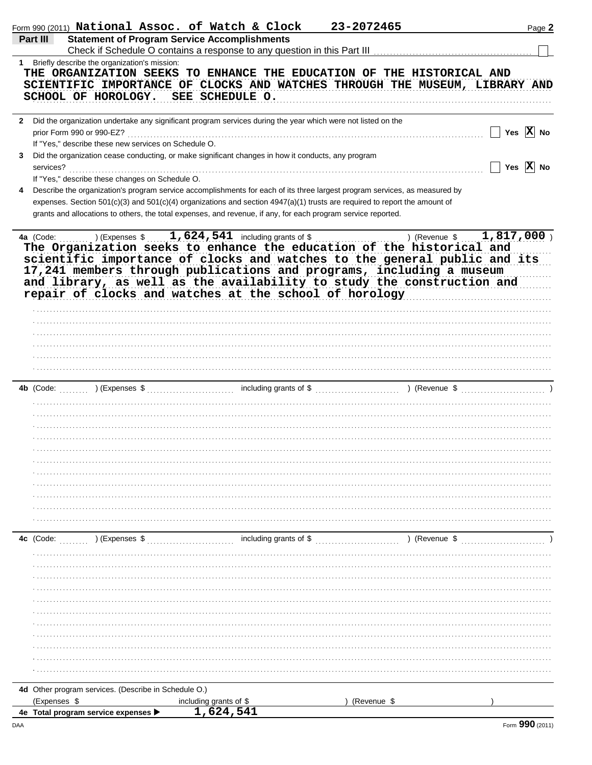Form 990 (2011) **National Assoc. of Watch & Clock 23-2072465** Page **2**

## Part III Statement of Program Service Accomplishments

Check if Schedule O contains a response to any question in this Part III ☐

**1** Briefly describe the organization's mission:

THE ORGANIZATION SEEKS TO ENHANCE THE EDUCATION OF THE HISTORICAL AND SCIENTIFIC IMPORTANCE OF CLOCKS AND WATCHES THROUGH THE MUSEUM, LIBRARY AND SCHOOL OF HOROLOGY. SEE SCHEDULE O.

**2** Did the organization undertake any significant program services during the year which were not listed on the prior Form 990 or 990-EZ? ☐ Yes ☒ No

If "Yes," describe these new services on Schedule O.

**3** Did the organization cease conducting, or make significant changes in how it conducts, any program services? ☐ Yes ☒ No

If "Yes," describe these changes on Schedule O.

**4** Describe the organization's program service accomplishments for each of its three largest program services, as measured by expenses. Section 501(c)(3) and 501(c)(4) organizations and section 4947(a)(1) trusts are required to report the amount of grants and allocations to others, the total expenses, and revenue, if any, for each program service reported.

**4a** (Code: ) (Expenses $ 1,624,541 including grants of $ ) (Revenue $ 1,817,000 )

The Organization seeks to enhance the education of the historical and scientific importance of clocks and watches to the general public and its 17,241 members through publications and programs, including a museum and library, as well as the availability to study the construction and repair of clocks and watches at the school of horology

**4b** (Code: ) (Expenses $ including grants of $ ) (Revenue $ )

**4c** (Code: ) (Expenses $ including grants of $ ) (Revenue $ )

**4d** Other program services. (Describe in Schedule O.)

(Expenses $ including grants of $ ) (Revenue $ )

**4e Total program service expenses ▶** 1,624,541

Form **990** (2011)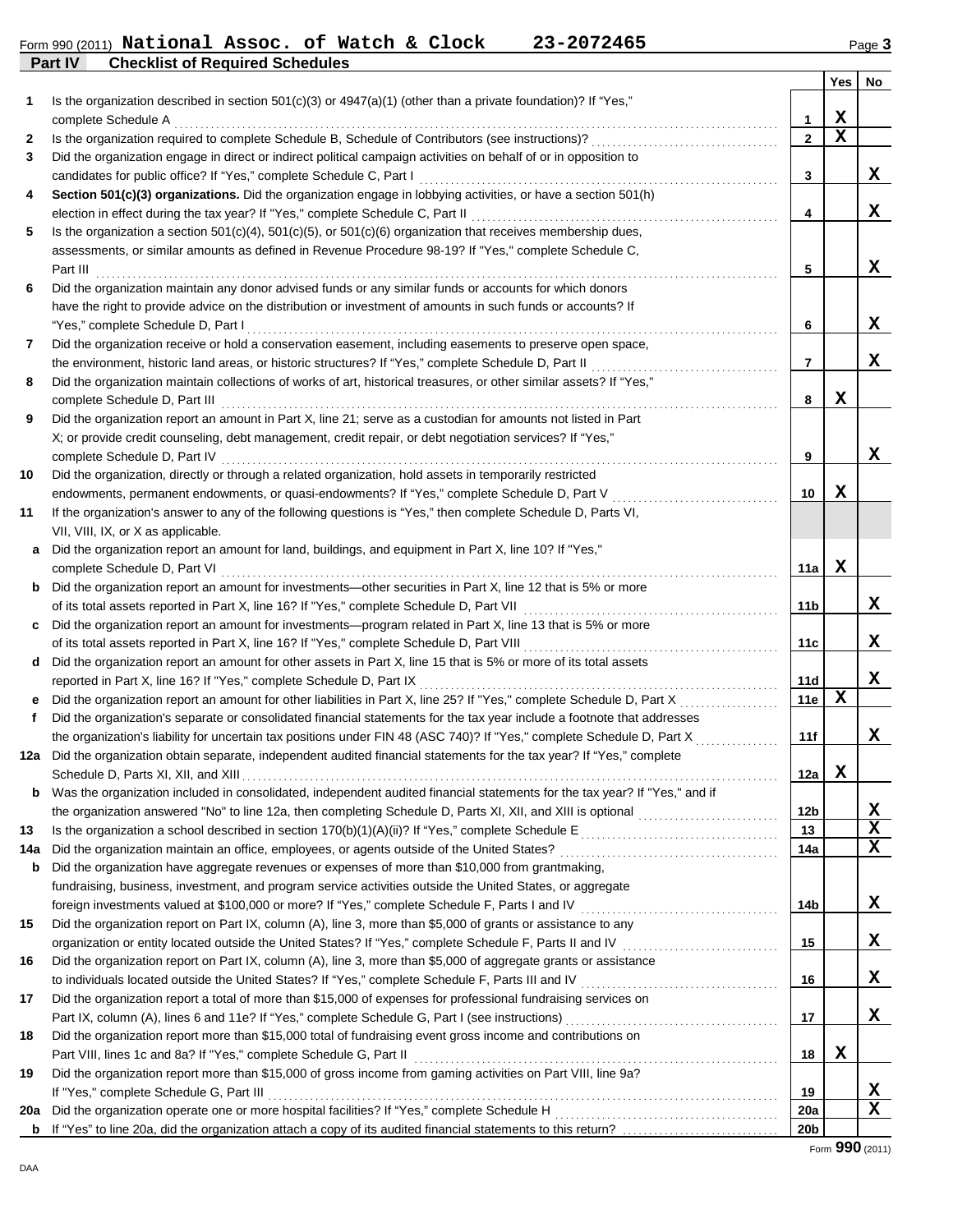Form 990 (2011) **National Assoc. of Watch & Clock** **23-2072465**

## Part IV Checklist of Required Schedules

| | | | Yes | No |
|---|---|---|---|---|
| 1 | Is the organization described in section 501(c)(3) or 4947(a)(1) (other than a private foundation)? If "Yes," complete Schedule A | 1 | X | |
| 2 | Is the organization required to complete Schedule B, Schedule of Contributors (see instructions)? | 2 | X | |
| 3 | Did the organization engage in direct or indirect political campaign activities on behalf of or in opposition to candidates for public office? If "Yes," complete Schedule C, Part I | 3 | | X |
| 4 | **Section 501(c)(3) organizations.** Did the organization engage in lobbying activities, or have a section 501(h) election in effect during the tax year? If "Yes," complete Schedule C, Part II | 4 | | X |
| 5 | Is the organization a section 501(c)(4), 501(c)(5), or 501(c)(6) organization that receives membership dues, assessments, or similar amounts as defined in Revenue Procedure 98-19? If "Yes," complete Schedule C, Part III | 5 | | X |
| 6 | Did the organization maintain any donor advised funds or any similar funds or accounts for which donors have the right to provide advice on the distribution or investment of amounts in such funds or accounts? If "Yes," complete Schedule D, Part I | 6 | | X |
| 7 | Did the organization receive or hold a conservation easement, including easements to preserve open space, the environment, historic land areas, or historic structures? If "Yes," complete Schedule D, Part II | 7 | | X |
| 8 | Did the organization maintain collections of works of art, historical treasures, or other similar assets? If "Yes," complete Schedule D, Part III | 8 | X | |
| 9 | Did the organization report an amount in Part X, line 21; serve as a custodian for amounts not listed in Part X; or provide credit counseling, debt management, credit repair, or debt negotiation services? If "Yes," complete Schedule D, Part IV | 9 | | X |
| 10 | Did the organization, directly or through a related organization, hold assets in temporarily restricted endowments, permanent endowments, or quasi-endowments? If "Yes," complete Schedule D, Part V | 10 | X | |
| 11 | If the organization's answer to any of the following questions is "Yes," then complete Schedule D, Parts VI, VII, VIII, IX, or X as applicable. | | | |
| a | Did the organization report an amount for land, buildings, and equipment in Part X, line 10? If "Yes," complete Schedule D, Part VI | 11a | X | |
| b | Did the organization report an amount for investments—other securities in Part X, line 12 that is 5% or more of its total assets reported in Part X, line 16? If "Yes," complete Schedule D, Part VII | 11b | | X |
| c | Did the organization report an amount for investments—program related in Part X, line 13 that is 5% or more of its total assets reported in Part X, line 16? If "Yes," complete Schedule D, Part VIII | 11c | | X |
| d | Did the organization report an amount for other assets in Part X, line 15 that is 5% or more of its total assets reported in Part X, line 16? If "Yes," complete Schedule D, Part IX | 11d | | X |
| e | Did the organization report an amount for other liabilities in Part X, line 25? If "Yes," complete Schedule D, Part X | 11e | X | |
| f | Did the organization's separate or consolidated financial statements for the tax year include a footnote that addresses the organization's liability for uncertain tax positions under FIN 48 (ASC 740)? If "Yes," complete Schedule D, Part X | 11f | | X |
| 12a | Did the organization obtain separate, independent audited financial statements for the tax year? If "Yes," complete Schedule D, Parts XI, XII, and XIII | 12a | X | |
| b | Was the organization included in consolidated, independent audited financial statements for the tax year? If "Yes," and if the organization answered "No" to line 12a, then completing Schedule D, Parts XI, XII, and XIII is optional | 12b | | X |
| 13 | Is the organization a school described in section 170(b)(1)(A)(ii)? If "Yes," complete Schedule E | 13 | | X |
| 14a | Did the organization maintain an office, employees, or agents outside of the United States? | 14a | | X |
| b | Did the organization have aggregate revenues or expenses of more than $10,000 from grantmaking, fundraising, business, investment, and program service activities outside the United States, or aggregate foreign investments valued at $100,000 or more? If "Yes," complete Schedule F, Parts I and IV | 14b | | X |
| 15 | Did the organization report on Part IX, column (A), line 3, more than $5,000 of grants or assistance to any organization or entity located outside the United States? If "Yes," complete Schedule F, Parts II and IV | 15 | | X |
| 16 | Did the organization report on Part IX, column (A), line 3, more than $5,000 of aggregate grants or assistance to individuals located outside the United States? If "Yes," complete Schedule F, Parts III and IV | 16 | | X |
| 17 | Did the organization report a total of more than $15,000 of expenses for professional fundraising services on Part IX, column (A), lines 6 and 11e? If "Yes," complete Schedule G, Part I (see instructions) | 17 | | X |
| 18 | Did the organization report more than $15,000 total of fundraising event gross income and contributions on Part VIII, lines 1c and 8a? If "Yes," complete Schedule G, Part II | 18 | X | |
| 19 | Did the organization report more than $15,000 of gross income from gaming activities on Part VIII, line 9a? If "Yes," complete Schedule G, Part III | 19 | | X |
| 20a | Did the organization operate one or more hospital facilities? If "Yes," complete Schedule H | 20a | | X |
| b | If "Yes" to line 20a, did the organization attach a copy of its audited financial statements to this return? | 20b | | |

Form **990** (2011)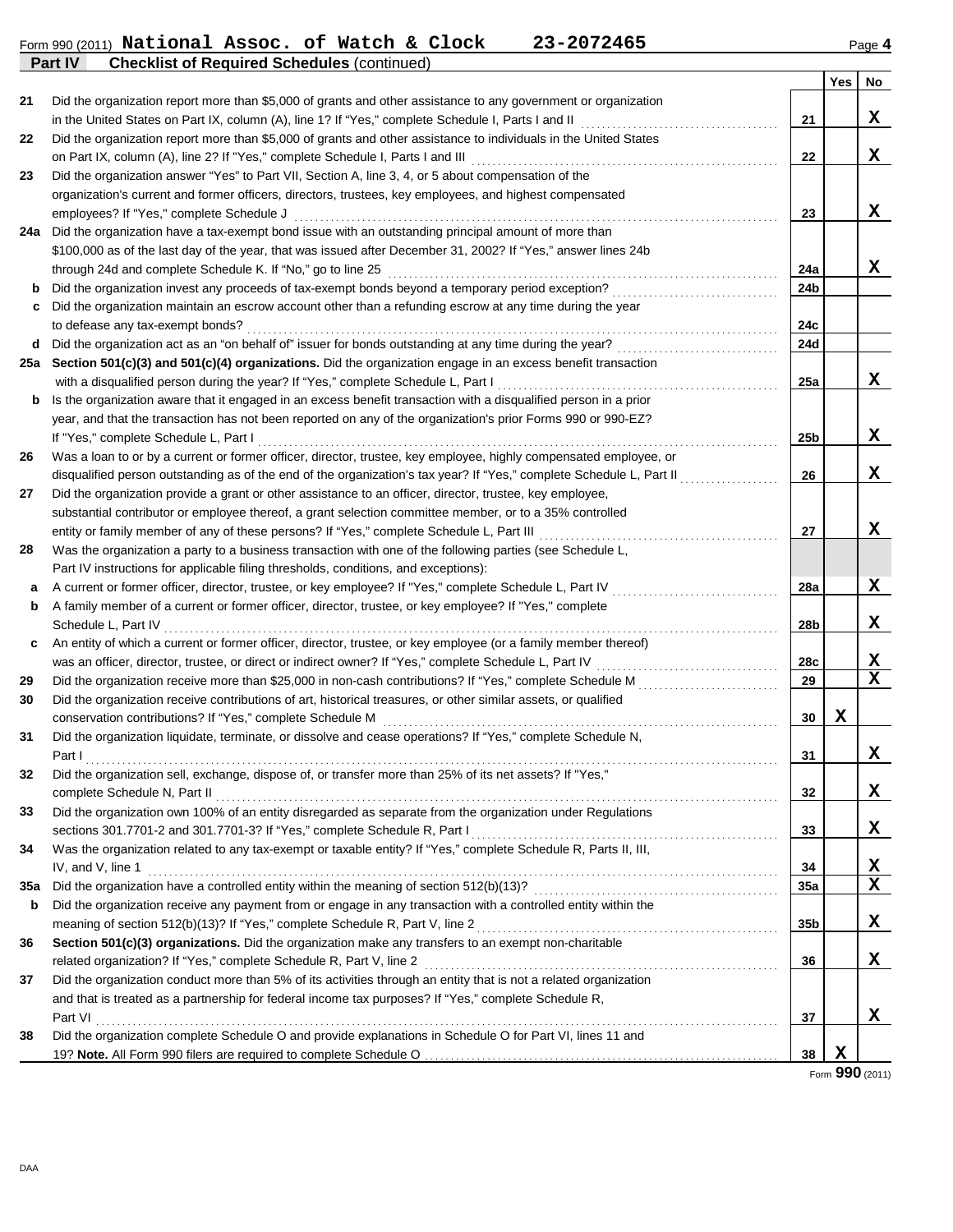Form 990 (2011) **National Assoc. of Watch & Clock 23-2072465** Page **4**

**Part IV Checklist of Required Schedules** (continued)

| | | | Yes | No |
|---|---|---|---|---|
| 21 | Did the organization report more than $5,000 of grants and other assistance to any government or organization in the United States on Part IX, column (A), line 1? If "Yes," complete Schedule I, Parts I and II | 21 | | X |
| 22 | Did the organization report more than $5,000 of grants and other assistance to individuals in the United States on Part IX, column (A), line 2? If "Yes," complete Schedule I, Parts I and III | 22 | | X |
| 23 | Did the organization answer "Yes" to Part VII, Section A, line 3, 4, or 5 about compensation of the organization's current and former officers, directors, trustees, key employees, and highest compensated employees? If "Yes," complete Schedule J | 23 | | X |
| 24a | Did the organization have a tax-exempt bond issue with an outstanding principal amount of more than $100,000 as of the last day of the year, that was issued after December 31, 2002? If "Yes," answer lines 24b through 24d and complete Schedule K. If "No," go to line 25 | 24a | | X |
| b | Did the organization invest any proceeds of tax-exempt bonds beyond a temporary period exception? | 24b | | |
| c | Did the organization maintain an escrow account other than a refunding escrow at any time during the year to defease any tax-exempt bonds? | 24c | | |
| d | Did the organization act as an "on behalf of" issuer for bonds outstanding at any time during the year? | 24d | | |
| 25a | **Section 501(c)(3) and 501(c)(4) organizations.** Did the organization engage in an excess benefit transaction with a disqualified person during the year? If "Yes," complete Schedule L, Part I | 25a | | X |
| b | Is the organization aware that it engaged in an excess benefit transaction with a disqualified person in a prior year, and that the transaction has not been reported on any of the organization's prior Forms 990 or 990-EZ? If "Yes," complete Schedule L, Part I | 25b | | X |
| 26 | Was a loan to or by a current or former officer, director, trustee, key employee, highly compensated employee, or disqualified person outstanding as of the end of the organization's tax year? If "Yes," complete Schedule L, Part II | 26 | | X |
| 27 | Did the organization provide a grant or other assistance to an officer, director, trustee, key employee, substantial contributor or employee thereof, a grant selection committee member, or to a 35% controlled entity or family member of any of these persons? If "Yes," complete Schedule L, Part III | 27 | | X |
| 28 | Was the organization a party to a business transaction with one of the following parties (see Schedule L, Part IV instructions for applicable filing thresholds, conditions, and exceptions): | | | |
| a | A current or former officer, director, trustee, or key employee? If "Yes," complete Schedule L, Part IV | 28a | | X |
| b | A family member of a current or former officer, director, trustee, or key employee? If "Yes," complete Schedule L, Part IV | 28b | | X |
| c | An entity of which a current or former officer, director, trustee, or key employee (or a family member thereof) was an officer, director, trustee, or direct or indirect owner? If "Yes," complete Schedule L, Part IV | 28c | | X |
| 29 | Did the organization receive more than $25,000 in non-cash contributions? If "Yes," complete Schedule M | 29 | | X |
| 30 | Did the organization receive contributions of art, historical treasures, or other similar assets, or qualified conservation contributions? If "Yes," complete Schedule M | 30 | X | |
| 31 | Did the organization liquidate, terminate, or dissolve and cease operations? If "Yes," complete Schedule N, Part I | 31 | | X |
| 32 | Did the organization sell, exchange, dispose of, or transfer more than 25% of its net assets? If "Yes," complete Schedule N, Part II | 32 | | X |
| 33 | Did the organization own 100% of an entity disregarded as separate from the organization under Regulations sections 301.7701-2 and 301.7701-3? If "Yes," complete Schedule R, Part I | 33 | | X |
| 34 | Was the organization related to any tax-exempt or taxable entity? If "Yes," complete Schedule R, Parts II, III, IV, and V, line 1 | 34 | | X |
| 35a | Did the organization have a controlled entity within the meaning of section 512(b)(13)? | 35a | | X |
| b | Did the organization receive any payment from or engage in any transaction with a controlled entity within the meaning of section 512(b)(13)? If "Yes," complete Schedule R, Part V, line 2 | 35b | | X |
| 36 | **Section 501(c)(3) organizations.** Did the organization make any transfers to an exempt non-charitable related organization? If "Yes," complete Schedule R, Part V, line 2 | 36 | | X |
| 37 | Did the organization conduct more than 5% of its activities through an entity that is not a related organization and that is treated as a partnership for federal income tax purposes? If "Yes," complete Schedule R, Part VI | 37 | | X |
| 38 | Did the organization complete Schedule O and provide explanations in Schedule O for Part VI, lines 11 and 19? **Note.** All Form 990 filers are required to complete Schedule O | 38 | X | |

Form **990** (2011)

DAA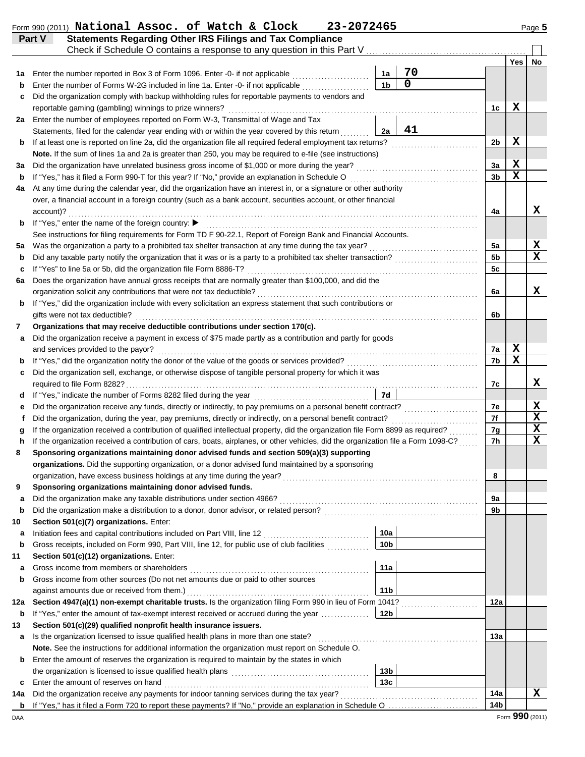Form 990 (2011) **National Assoc. of Watch & Clock 23-2072465** Page 5

## Part V Statements Regarding Other IRS Filings and Tax Compliance

Check if Schedule O contains a response to any question in this Part V

| | | | | | Yes | No |
|---|---|---|---|---|---|---|
| 1a | Enter the number reported in Box 3 of Form 1096. Enter -0- if not applicable | 1a | 70 | | | |
| b | Enter the number of Forms W-2G included in line 1a. Enter -0- if not applicable | 1b | 0 | | | |
| c | Did the organization comply with backup withholding rules for reportable payments to vendors and reportable gaming (gambling) winnings to prize winners? | | | 1c | X | |
| 2a | Enter the number of employees reported on Form W-3, Transmittal of Wage and Tax Statements, filed for the calendar year ending with or within the year covered by this return | 2a | 41 | | | |
| b | If at least one is reported on line 2a, did the organization file all required federal employment tax returns? | | | 2b | X | |
| | **Note.** If the sum of lines 1a and 2a is greater than 250, you may be required to e-file (see instructions) | | | | | |
| 3a | Did the organization have unrelated business gross income of $1,000 or more during the year? | | | 3a | X | |
| b | If "Yes," has it filed a Form 990-T for this year? If "No," provide an explanation in Schedule O | | | 3b | X | |
| 4a | At any time during the calendar year, did the organization have an interest in, or a signature or other authority over, a financial account in a foreign country (such as a bank account, securities account, or other financial account)? | | | 4a | | X |
| b | If "Yes," enter the name of the foreign country: ▶ | | | | | |
| | See instructions for filing requirements for Form TD F 90-22.1, Report of Foreign Bank and Financial Accounts. | | | | | |
| 5a | Was the organization a party to a prohibited tax shelter transaction at any time during the tax year? | | | 5a | | X |
| b | Did any taxable party notify the organization that it was or is a party to a prohibited tax shelter transaction? | | | 5b | | X |
| c | If "Yes" to line 5a or 5b, did the organization file Form 8886-T? | | | 5c | | |
| 6a | Does the organization have annual gross receipts that are normally greater than $100,000, and did the organization solicit any contributions that were not tax deductible? | | | 6a | | X |
| b | If "Yes," did the organization include with every solicitation an express statement that such contributions or gifts were not tax deductible? | | | 6b | | |
| 7 | **Organizations that may receive deductible contributions under section 170(c).** | | | | | |
| a | Did the organization receive a payment in excess of $75 made partly as a contribution and partly for goods and services provided to the payor? | | | 7a | X | |
| b | If "Yes," did the organization notify the donor of the value of the goods or services provided? | | | 7b | X | |
| c | Did the organization sell, exchange, or otherwise dispose of tangible personal property for which it was required to file Form 8282? | | | 7c | | X |
| d | If "Yes," indicate the number of Forms 8282 filed during the year | 7d | | | | |
| e | Did the organization receive any funds, directly or indirectly, to pay premiums on a personal benefit contract? | | | 7e | | X |
| f | Did the organization, during the year, pay premiums, directly or indirectly, on a personal benefit contract? | | | 7f | | X |
| g | If the organization received a contribution of qualified intellectual property, did the organization file Form 8899 as required? | | | 7g | | X |
| h | If the organization received a contribution of cars, boats, airplanes, or other vehicles, did the organization file a Form 1098-C? | | | 7h | | X |
| 8 | **Sponsoring organizations maintaining donor advised funds and section 509(a)(3) supporting organizations.** Did the supporting organization, or a donor advised fund maintained by a sponsoring organization, have excess business holdings at any time during the year? | | | 8 | | |
| 9 | **Sponsoring organizations maintaining donor advised funds.** | | | | | |
| a | Did the organization make any taxable distributions under section 4966? | | | 9a | | |
| b | Did the organization make a distribution to a donor, donor advisor, or related person? | | | 9b | | |
| 10 | **Section 501(c)(7) organizations.** Enter: | | | | | |
| a | Initiation fees and capital contributions included on Part VIII, line 12 | 10a | | | | |
| b | Gross receipts, included on Form 990, Part VIII, line 12, for public use of club facilities | 10b | | | | |
| 11 | **Section 501(c)(12) organizations.** Enter: | | | | | |
| a | Gross income from members or shareholders | 11a | | | | |
| b | Gross income from other sources (Do not net amounts due or paid to other sources against amounts due or received from them.) | 11b | | | | |
| 12a | **Section 4947(a)(1) non-exempt charitable trusts.** Is the organization filing Form 990 in lieu of Form 1041? | | | 12a | | |
| b | If "Yes," enter the amount of tax-exempt interest received or accrued during the year | 12b | | | | |
| 13 | **Section 501(c)(29) qualified nonprofit health insurance issuers.** | | | | | |
| a | Is the organization licensed to issue qualified health plans in more than one state? | | | 13a | | |
| | **Note.** See the instructions for additional information the organization must report on Schedule O. | | | | | |
| b | Enter the amount of reserves the organization is required to maintain by the states in which the organization is licensed to issue qualified health plans | 13b | | | | |
| c | Enter the amount of reserves on hand | 13c | | | | |
| 14a | Did the organization receive any payments for indoor tanning services during the tax year? | | | 14a | | X |
| b | If "Yes," has it filed a Form 720 to report these payments? If "No," provide an explanation in Schedule O | | | 14b | | |

DAA Form **990** (2011)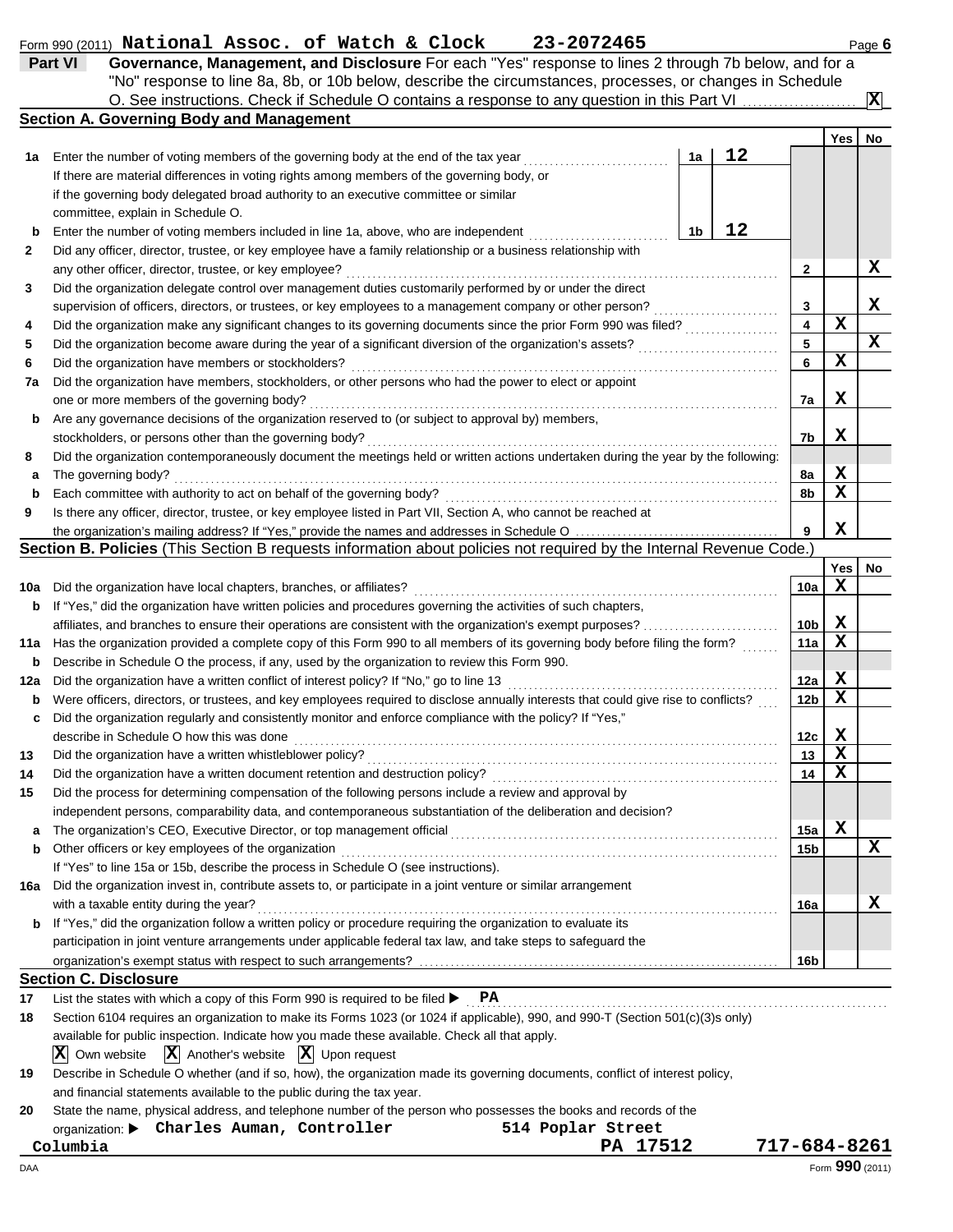Form 990 (2011) **National Assoc. of Watch & Clock** **23-2072465** Page **6**

## Part VI Governance, Management, and Disclosure

For each "Yes" response to lines 2 through 7b below, and for a "No" response to line 8a, 8b, or 10b below, describe the circumstances, processes, or changes in Schedule O. See instructions. Check if Schedule O contains a response to any question in this Part VI ..... **X**

### Section A. Governing Body and Management

| | | | | Yes | No |
|---|---|---|---|---|---|
| **1a** | Enter the number of voting members of the governing body at the end of the tax year. If there are material differences in voting rights among members of the governing body, or if the governing body delegated broad authority to an executive committee or similar committee, explain in Schedule O. | 1a: **12** | | | |
| **b** | Enter the number of voting members included in line 1a, above, who are independent | 1b: **12** | | | |
| **2** | Did any officer, director, trustee, or key employee have a family relationship or a business relationship with any other officer, director, trustee, or key employee? | | 2 | | X |
| **3** | Did the organization delegate control over management duties customarily performed by or under the direct supervision of officers, directors, or trustees, or key employees to a management company or other person? | | 3 | | X |
| **4** | Did the organization make any significant changes to its governing documents since the prior Form 990 was filed? | | 4 | X | |
| **5** | Did the organization become aware during the year of a significant diversion of the organization's assets? | | 5 | | X |
| **6** | Did the organization have members or stockholders? | | 6 | X | |
| **7a** | Did the organization have members, stockholders, or other persons who had the power to elect or appoint one or more members of the governing body? | | 7a | X | |
| **b** | Are any governance decisions of the organization reserved to (or subject to approval by) members, stockholders, or persons other than the governing body? | | 7b | X | |
| **8** | Did the organization contemporaneously document the meetings held or written actions undertaken during the year by the following: | | | | |
| **a** | The governing body? | | 8a | X | |
| **b** | Each committee with authority to act on behalf of the governing body? | | 8b | X | |
| **9** | Is there any officer, director, trustee, or key employee listed in Part VII, Section A, who cannot be reached at the organization's mailing address? If "Yes," provide the names and addresses in Schedule O | | 9 | X | |

### Section B. Policies (This Section B requests information about policies not required by the Internal Revenue Code.)

| | | | Yes | No |
|---|---|---|---|---|
| **10a** | Did the organization have local chapters, branches, or affiliates? | 10a | X | |
| **b** | If "Yes," did the organization have written policies and procedures governing the activities of such chapters, affiliates, and branches to ensure their operations are consistent with the organization's exempt purposes? | 10b | X | |
| **11a** | Has the organization provided a complete copy of this Form 990 to all members of its governing body before filing the form? | 11a | X | |
| **b** | Describe in Schedule O the process, if any, used by the organization to review this Form 990. | | | |
| **12a** | Did the organization have a written conflict of interest policy? If "No," go to line 13 | 12a | X | |
| **b** | Were officers, directors, or trustees, and key employees required to disclose annually interests that could give rise to conflicts? | 12b | X | |
| **c** | Did the organization regularly and consistently monitor and enforce compliance with the policy? If "Yes," describe in Schedule O how this was done | 12c | X | |
| **13** | Did the organization have a written whistleblower policy? | 13 | X | |
| **14** | Did the organization have a written document retention and destruction policy? | 14 | X | |
| **15** | Did the process for determining compensation of the following persons include a review and approval by independent persons, comparability data, and contemporaneous substantiation of the deliberation and decision? | | | |
| **a** | The organization's CEO, Executive Director, or top management official | 15a | X | |
| **b** | Other officers or key employees of the organization | 15b | | X |
| | If "Yes" to line 15a or 15b, describe the process in Schedule O (see instructions). | | | |
| **16a** | Did the organization invest in, contribute assets to, or participate in a joint venture or similar arrangement with a taxable entity during the year? | 16a | | X |
| **b** | If "Yes," did the organization follow a written policy or procedure requiring the organization to evaluate its participation in joint venture arrangements under applicable federal tax law, and take steps to safeguard the organization's exempt status with respect to such arrangements? | 16b | | |

### Section C. Disclosure

**17** List the states with which a copy of this Form 990 is required to be filed ▶ **PA**

**18** Section 6104 requires an organization to make its Forms 1023 (or 1024 if applicable), 990, and 990-T (Section 501(c)(3)s only) available for public inspection. Indicate how you made these available. Check all that apply.

**X** Own website **X** Another's website **X** Upon request

**19** Describe in Schedule O whether (and if so, how), the organization made its governing documents, conflict of interest policy, and financial statements available to the public during the tax year.

**20** State the name, physical address, and telephone number of the person who possesses the books and records of the organization: ▶ **Charles Auman, Controller** **514 Poplar Street** **Columbia** **PA 17512** **717-684-8261**

DAA Form **990** (2011)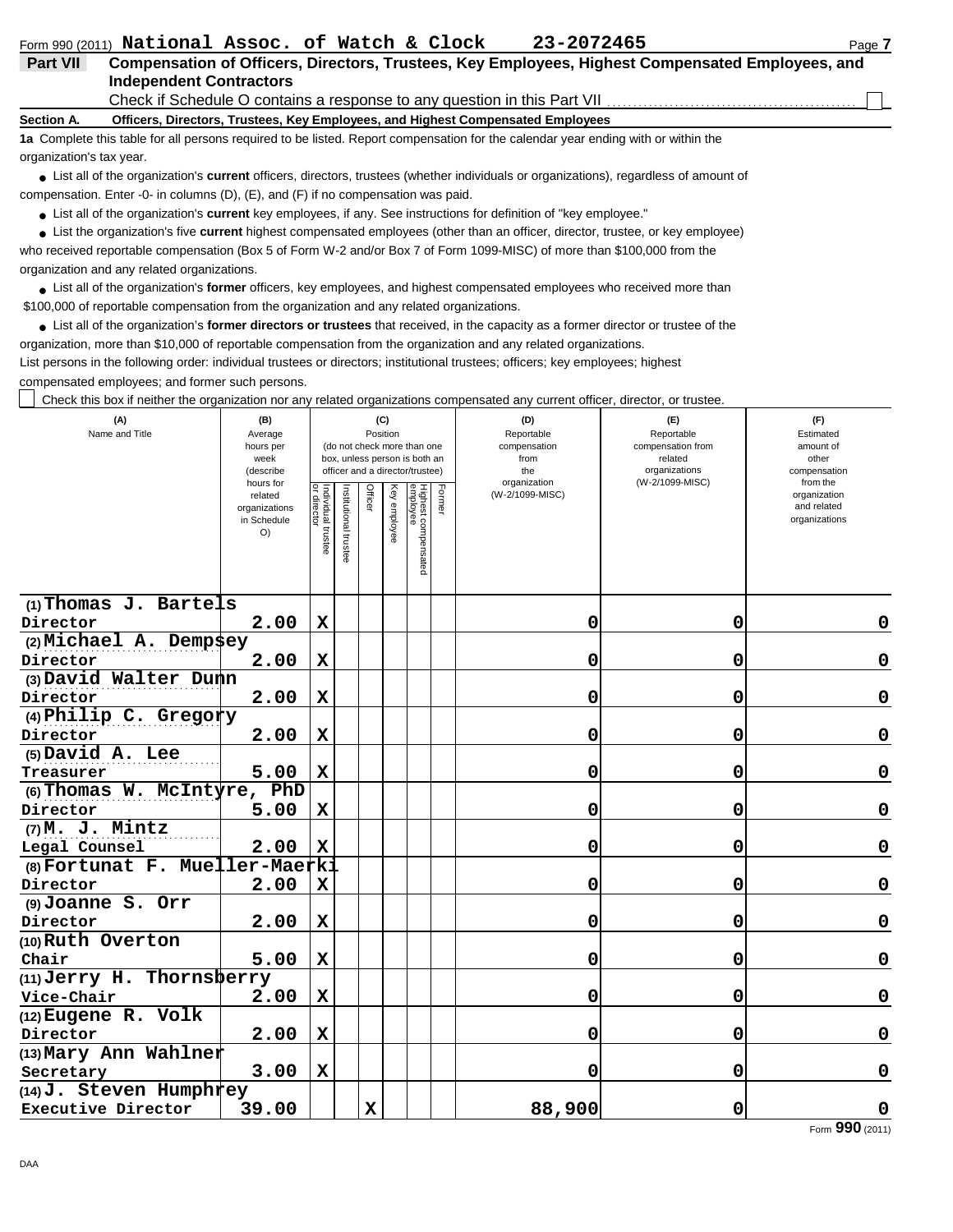Form 990 (2011) **National Assoc. of Watch & Clock 23-2072465**

**Part VII Compensation of Officers, Directors, Trustees, Key Employees, Highest Compensated Employees, and Independent Contractors**

Check if Schedule O contains a response to any question in this Part VII ☐

**Section A. Officers, Directors, Trustees, Key Employees, and Highest Compensated Employees**

**1a** Complete this table for all persons required to be listed. Report compensation for the calendar year ending with or within the organization's tax year.

- List all of the organization's **current** officers, directors, trustees (whether individuals or organizations), regardless of amount of compensation. Enter -0- in columns (D), (E), and (F) if no compensation was paid.
- List all of the organization's **current** key employees, if any. See instructions for definition of "key employee."
- List the organization's five **current** highest compensated employees (other than an officer, director, trustee, or key employee) who received reportable compensation (Box 5 of Form W-2 and/or Box 7 of Form 1099-MISC) of more than $100,000 from the organization and any related organizations.
- List all of the organization's **former** officers, key employees, and highest compensated employees who received more than $100,000 of reportable compensation from the organization and any related organizations.
- List all of the organization's **former directors or trustees** that received, in the capacity as a former director or trustee of the organization, more than $10,000 of reportable compensation from the organization and any related organizations.

List persons in the following order: individual trustees or directors; institutional trustees; officers; key employees; highest compensated employees; and former such persons.

☐ Check this box if neither the organization nor any related organizations compensated any current officer, director, or trustee.

| (A) Name and Title | (B) Average hours per week (describe hours for related organizations in Schedule O) | (C) Position: Individual trustee or director | Institutional trustee | Officer | Key employee | Highest compensated employee | Former | (D) Reportable compensation from the organization (W-2/1099-MISC) | (E) Reportable compensation from related organizations (W-2/1099-MISC) | (F) Estimated amount of other compensation from the organization and related organizations |
|---|---|---|---|---|---|---|---|---|---|---|
| (1) Thomas J. Bartels<br>Director | 2.00 | X | | | | | | 0 | 0 | 0 |
| (2) Michael A. Dempsey<br>Director | 2.00 | X | | | | | | 0 | 0 | 0 |
| (3) David Walter Dunn<br>Director | 2.00 | X | | | | | | 0 | 0 | 0 |
| (4) Philip C. Gregory<br>Director | 2.00 | X | | | | | | 0 | 0 | 0 |
| (5) David A. Lee<br>Treasurer | 5.00 | X | | | | | | 0 | 0 | 0 |
| (6) Thomas W. McIntyre, PhD<br>Director | 5.00 | X | | | | | | 0 | 0 | 0 |
| (7) M. J. Mintz<br>Legal Counsel | 2.00 | X | | | | | | 0 | 0 | 0 |
| (8) Fortunat F. Mueller-Maerki<br>Director | 2.00 | X | | | | | | 0 | 0 | 0 |
| (9) Joanne S. Orr<br>Director | 2.00 | X | | | | | | 0 | 0 | 0 |
| (10) Ruth Overton<br>Chair | 5.00 | X | | | | | | 0 | 0 | 0 |
| (11) Jerry H. Thornsberry<br>Vice-Chair | 2.00 | X | | | | | | 0 | 0 | 0 |
| (12) Eugene R. Volk<br>Director | 2.00 | X | | | | | | 0 | 0 | 0 |
| (13) Mary Ann Wahlner<br>Secretary | 3.00 | X | | | | | | 0 | 0 | 0 |
| (14) J. Steven Humphrey<br>Executive Director | 39.00 | | | X | | | | 88,900 | 0 | 0 |

Form **990** (2011)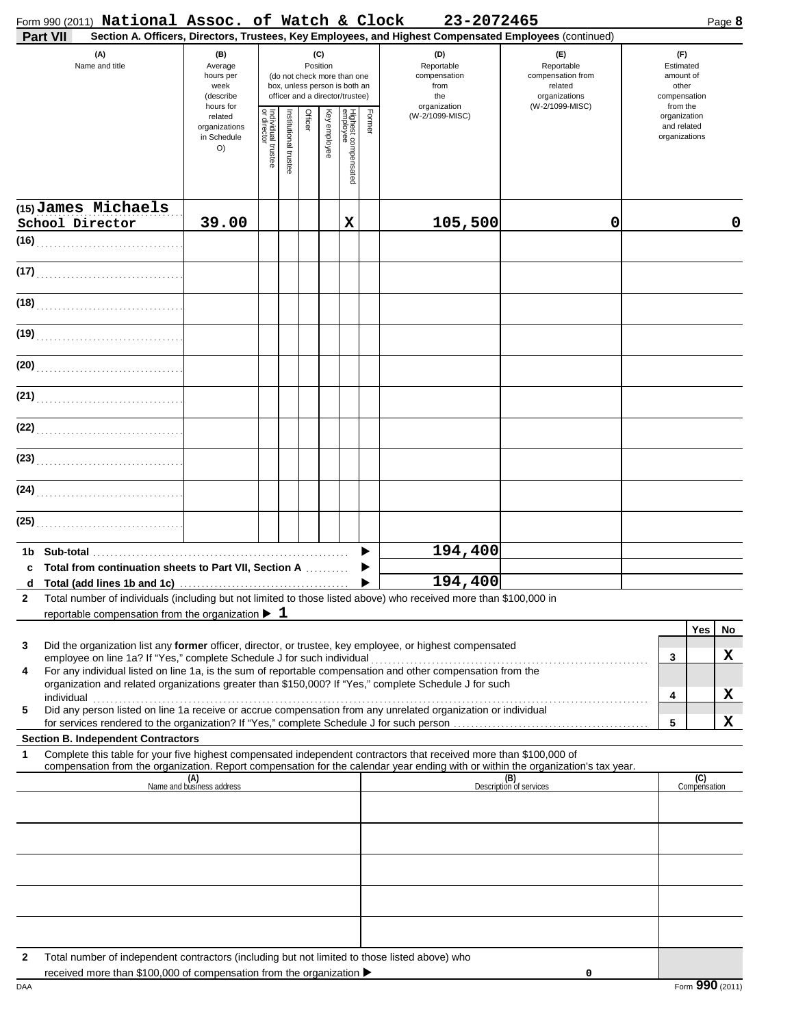Form 990 (2011) **National Assoc. of Watch & Clock** **23-2072465**

**Part VII** **Section A. Officers, Directors, Trustees, Key Employees, and Highest Compensated Employees** (continued)

| (A) Name and title | (B) Average hours per week (describe hours for related organizations in Schedule O) | (C) Position: Individual trustee or director | Institutional trustee | Officer | Key employee | Highest compensated employee | Former | (D) Reportable compensation from the organization (W-2/1099-MISC) | (E) Reportable compensation from related organizations (W-2/1099-MISC) | (F) Estimated amount of other compensation from the organization and related organizations |
|---|---|---|---|---|---|---|---|---|---|---|
| (15) James Michaels School Director | 39.00 | | | | | X | | 105,500 | 0 | 0 |
| (16) | | | | | | | | | | |
| (17) | | | | | | | | | | |
| (18) | | | | | | | | | | |
| (19) | | | | | | | | | | |
| (20) | | | | | | | | | | |
| (21) | | | | | | | | | | |
| (22) | | | | | | | | | | |
| (23) | | | | | | | | | | |
| (24) | | | | | | | | | | |
| (25) | | | | | | | | | | |

| | | |
|---|---|---|
| 1b | Sub-total ▶ | 194,400 |
| c | Total from continuation sheets to Part VII, Section A ▶ | |
| d | Total (add lines 1b and 1c) ▶ | 194,400 |

2 Total number of individuals (including but not limited to those listed above) who received more than $100,000 in reportable compensation from the organization ▶ 1

| | | | Yes | No |
|---|---|---|---|---|
| 3 | Did the organization list any **former** officer, director, or trustee, key employee, or highest compensated employee on line 1a? If "Yes," complete Schedule J for such individual | 3 | | X |
| 4 | For any individual listed on line 1a, is the sum of reportable compensation and other compensation from the organization and related organizations greater than $150,000? If "Yes," complete Schedule J for such individual | 4 | | X |
| 5 | Did any person listed on line 1a receive or accrue compensation from any unrelated organization or individual for services rendered to the organization? If "Yes," complete Schedule J for such person | 5 | | X |

**Section B. Independent Contractors**

1 Complete this table for your five highest compensated independent contractors that received more than $100,000 of compensation from the organization. Report compensation for the calendar year ending with or within the organization's tax year.

| (A) Name and business address | (B) Description of services | (C) Compensation |
|---|---|---|
| | | |
| | | |
| | | |
| | | |
| | | |

2 Total number of independent contractors (including but not limited to those listed above) who received more than $100,000 of compensation from the organization ▶ 0

Form **990** (2011)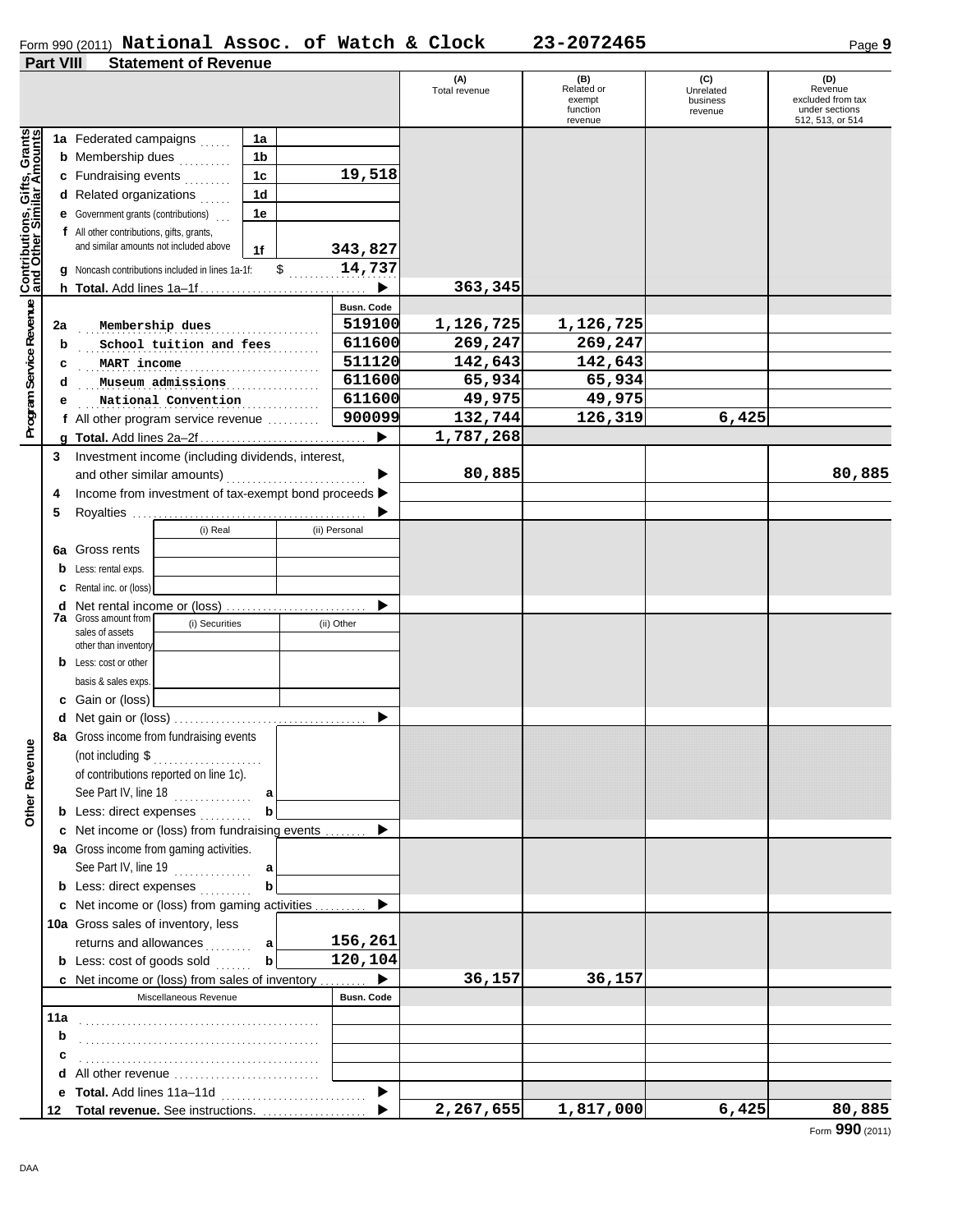Form 990 (2011) **National Assoc. of Watch & Clock** 23-2072465

## Part VIII Statement of Revenue

| | | | (A) Total revenue | (B) Related or exempt function revenue | (C) Unrelated business revenue | (D) Revenue excluded from tax under sections 512, 513, or 514 |
|---|---|---|---|---|---|---|
| **Contributions, Gifts, Grants and Other Similar Amounts** | | | | | | |
| 1a | Federated campaigns | 1a | | | | |
| b | Membership dues | 1b | | | | |
| c | Fundraising events | 1c 19,518 | | | | |
| d | Related organizations | 1d | | | | |
| e | Government grants (contributions) | 1e | | | | |
| f | All other contributions, gifts, grants, and similar amounts not included above | 1f 343,827 | | | | |
| g | Noncash contributions included in lines 1a-1f: | $ 14,737 | | | | |
| h | **Total.** Add lines 1a–1f | ▶ | 363,345 | | | |
| **Program Service Revenue** | | **Busn. Code** | | | | |
| 2a | Membership dues | 519100 | 1,126,725 | 1,126,725 | | |
| b | School tuition and fees | 611600 | 269,247 | 269,247 | | |
| c | MART income | 511120 | 142,643 | 142,643 | | |
| d | Museum admissions | 611600 | 65,934 | 65,934 | | |
| e | National Convention | 611600 | 49,975 | 49,975 | | |
| f | All other program service revenue | 900099 | 132,744 | 126,319 | 6,425 | |
| g | **Total.** Add lines 2a–2f | ▶ | 1,787,268 | | | |
| **Other Revenue** | | | | | | |
| 3 | Investment income (including dividends, interest, and other similar amounts) | ▶ | 80,885 | | | 80,885 |
| 4 | Income from investment of tax-exempt bond proceeds | ▶ | | | | |
| 5 | Royalties | ▶ | | | | |
| | | (i) Real / (ii) Personal | | | | |
| 6a | Gross rents | | | | | |
| b | Less: rental exps. | | | | | |
| c | Rental inc. or (loss) | | | | | |
| d | Net rental income or (loss) | ▶ | | | | |
| | | (i) Securities / (ii) Other | | | | |
| 7a | Gross amount from sales of assets other than inventory | | | | | |
| b | Less: cost or other basis & sales exps. | | | | | |
| c | Gain or (loss) | | | | | |
| d | Net gain or (loss) | ▶ | | | | |
| 8a | Gross income from fundraising events (not including $ ............ of contributions reported on line 1c). See Part IV, line 18 | a | | | | |
| b | Less: direct expenses | b | | | | |
| c | Net income or (loss) from fundraising events | ▶ | | | | |
| 9a | Gross income from gaming activities. See Part IV, line 19 | a | | | | |
| b | Less: direct expenses | b | | | | |
| c | Net income or (loss) from gaming activities | ▶ | | | | |
| 10a | Gross sales of inventory, less returns and allowances | a 156,261 | | | | |
| b | Less: cost of goods sold | b 120,104 | | | | |
| c | Net income or (loss) from sales of inventory | ▶ | 36,157 | 36,157 | | |
| | Miscellaneous Revenue | **Busn. Code** | | | | |
| 11a | | | | | | |
| b | | | | | | |
| c | | | | | | |
| d | All other revenue | | | | | |
| e | **Total.** Add lines 11a–11d | ▶ | | | | |
| 12 | **Total revenue.** See instructions. | ▶ | 2,267,655 | 1,817,000 | 6,425 | 80,885 |

Form **990** (2011)

DAA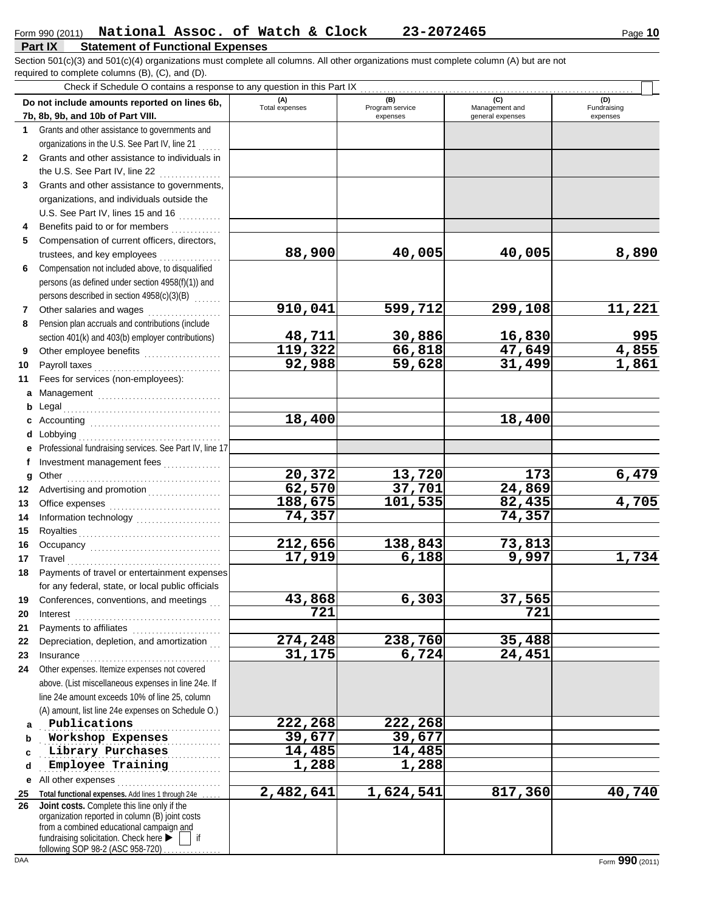Form 990 (2011) **National Assoc. of Watch & Clock** **23-2072465**

## Part IX Statement of Functional Expenses

Section 501(c)(3) and 501(c)(4) organizations must complete all columns. All other organizations must complete column (A) but are not required to complete columns (B), (C), and (D).

Check if Schedule O contains a response to any question in this Part IX ☐

| | Do not include amounts reported on lines 6b, 7b, 8b, 9b, and 10b of Part VIII. | (A) Total expenses | (B) Program service expenses | (C) Management and general expenses | (D) Fundraising expenses |
|---|---|---|---|---|---|
| 1 | Grants and other assistance to governments and organizations in the U.S. See Part IV, line 21 | | | | |
| 2 | Grants and other assistance to individuals in the U.S. See Part IV, line 22 | | | | |
| 3 | Grants and other assistance to governments, organizations, and individuals outside the U.S. See Part IV, lines 15 and 16 | | | | |
| 4 | Benefits paid to or for members | | | | |
| 5 | Compensation of current officers, directors, trustees, and key employees | 88,900 | 40,005 | 40,005 | 8,890 |
| 6 | Compensation not included above, to disqualified persons (as defined under section 4958(f)(1)) and persons described in section 4958(c)(3)(B) | | | | |
| 7 | Other salaries and wages | 910,041 | 599,712 | 299,108 | 11,221 |
| 8 | Pension plan accruals and contributions (include section 401(k) and 403(b) employer contributions) | 48,711 | 30,886 | 16,830 | 995 |
| 9 | Other employee benefits | 119,322 | 66,818 | 47,649 | 4,855 |
| 10 | Payroll taxes | 92,988 | 59,628 | 31,499 | 1,861 |
| 11 | Fees for services (non-employees): | | | | |
| a | Management | | | | |
| b | Legal | | | | |
| c | Accounting | 18,400 | | 18,400 | |
| d | Lobbying | | | | |
| e | Professional fundraising services. See Part IV, line 17 | | | | |
| f | Investment management fees | | | | |
| g | Other | 20,372 | 13,720 | 173 | 6,479 |
| 12 | Advertising and promotion | 62,570 | 37,701 | 24,869 | |
| 13 | Office expenses | 188,675 | 101,535 | 82,435 | 4,705 |
| 14 | Information technology | 74,357 | | 74,357 | |
| 15 | Royalties | | | | |
| 16 | Occupancy | 212,656 | 138,843 | 73,813 | |
| 17 | Travel | 17,919 | 6,188 | 9,997 | 1,734 |
| 18 | Payments of travel or entertainment expenses for any federal, state, or local public officials | | | | |
| 19 | Conferences, conventions, and meetings | 43,868 | 6,303 | 37,565 | |
| 20 | Interest | 721 | | 721 | |
| 21 | Payments to affiliates | | | | |
| 22 | Depreciation, depletion, and amortization | 274,248 | 238,760 | 35,488 | |
| 23 | Insurance | 31,175 | 6,724 | 24,451 | |
| 24 | Other expenses. Itemize expenses not covered above. (List miscellaneous expenses in line 24e. If line 24e amount exceeds 10% of line 25, column (A) amount, list line 24e expenses on Schedule O.) | | | | |
| a | Publications | 222,268 | 222,268 | | |
| b | Workshop Expenses | 39,677 | 39,677 | | |
| c | Library Purchases | 14,485 | 14,485 | | |
| d | Employee Training | 1,288 | 1,288 | | |
| e | All other expenses | | | | |
| 25 | **Total functional expenses.** Add lines 1 through 24e | 2,482,641 | 1,624,541 | 817,360 | 40,740 |
| 26 | **Joint costs.** Complete this line only if the organization reported in column (B) joint costs from a combined educational campaign and fundraising solicitation. Check here ▶ ☐ if following SOP 98-2 (ASC 958-720) | | | | |

DAA Form **990** (2011)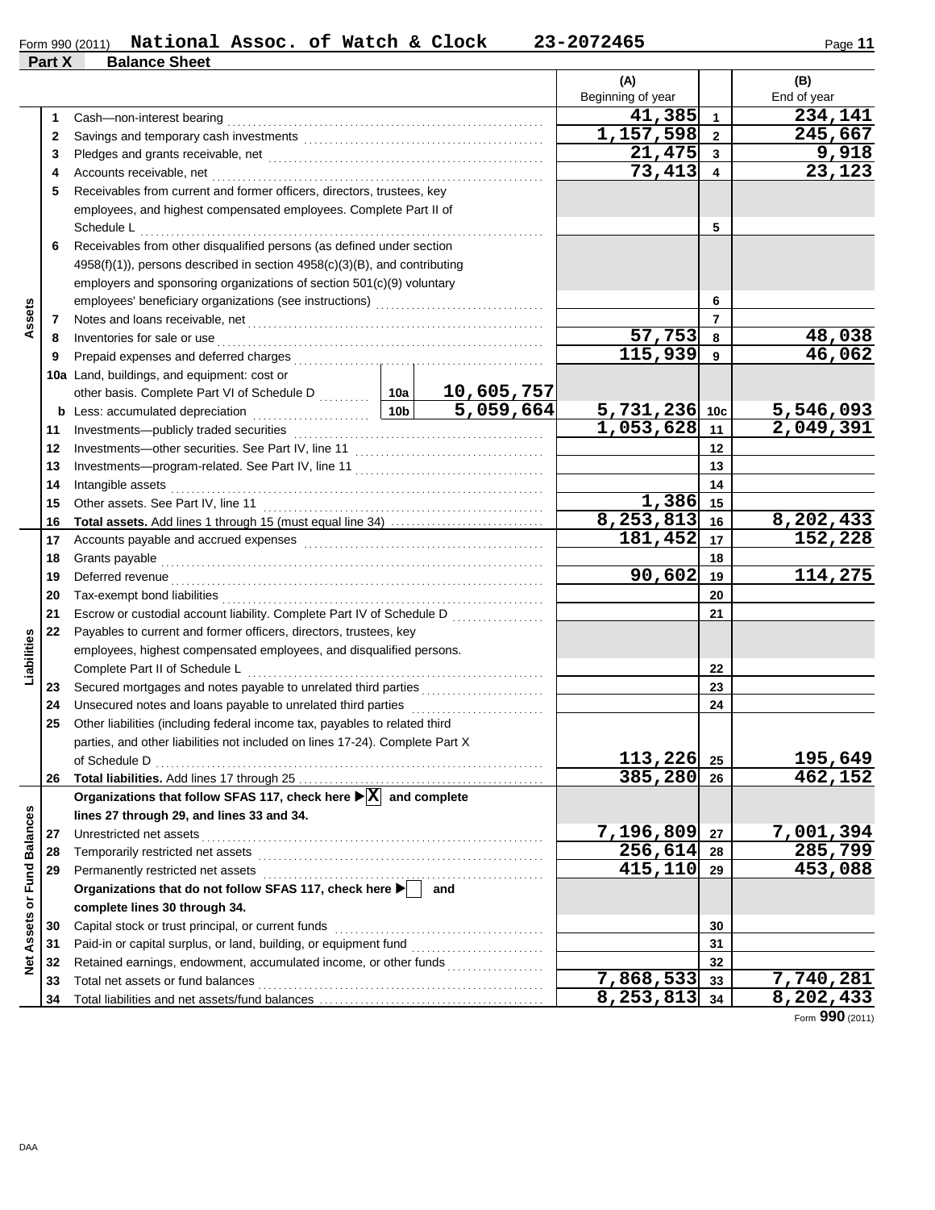Form 990 (2011) **National Assoc. of Watch & Clock** **23-2072465**

**Part X Balance Sheet**

| Section | Line | Description | | | (A) Beginning of year | Line | (B) End of year |
|---|---|---|---|---|---|---|---|
| Assets | 1 | Cash—non-interest bearing | | | 41,385 | 1 | 234,141 |
| | 2 | Savings and temporary cash investments | | | 1,157,598 | 2 | 245,667 |
| | 3 | Pledges and grants receivable, net | | | 21,475 | 3 | 9,918 |
| | 4 | Accounts receivable, net | | | 73,413 | 4 | 23,123 |
| | 5 | Receivables from current and former officers, directors, trustees, key employees, and highest compensated employees. Complete Part II of Schedule L | | | | 5 | |
| | 6 | Receivables from other disqualified persons (as defined under section 4958(f)(1)), persons described in section 4958(c)(3)(B), and contributing employers and sponsoring organizations of section 501(c)(9) voluntary employees' beneficiary organizations (see instructions) | | | | 6 | |
| | 7 | Notes and loans receivable, net | | | | 7 | |
| | 8 | Inventories for sale or use | | | 57,753 | 8 | 48,038 |
| | 9 | Prepaid expenses and deferred charges | | | 115,939 | 9 | 46,062 |
| | 10a | Land, buildings, and equipment: cost or other basis. Complete Part VI of Schedule D | 10a | 10,605,757 | | | |
| | b | Less: accumulated depreciation | 10b | 5,059,664 | 5,731,236 | 10c | 5,546,093 |
| | 11 | Investments—publicly traded securities | | | 1,053,628 | 11 | 2,049,391 |
| | 12 | Investments—other securities. See Part IV, line 11 | | | | 12 | |
| | 13 | Investments—program-related. See Part IV, line 11 | | | | 13 | |
| | 14 | Intangible assets | | | | 14 | |
| | 15 | Other assets. See Part IV, line 11 | | | 1,386 | 15 | |
| | 16 | **Total assets.** Add lines 1 through 15 (must equal line 34) | | | 8,253,813 | 16 | 8,202,433 |
| Liabilities | 17 | Accounts payable and accrued expenses | | | 181,452 | 17 | 152,228 |
| | 18 | Grants payable | | | | 18 | |
| | 19 | Deferred revenue | | | 90,602 | 19 | 114,275 |
| | 20 | Tax-exempt bond liabilities | | | | 20 | |
| | 21 | Escrow or custodial account liability. Complete Part IV of Schedule D | | | | 21 | |
| | 22 | Payables to current and former officers, directors, trustees, key employees, highest compensated employees, and disqualified persons. Complete Part II of Schedule L | | | | 22 | |
| | 23 | Secured mortgages and notes payable to unrelated third parties | | | | 23 | |
| | 24 | Unsecured notes and loans payable to unrelated third parties | | | | 24 | |
| | 25 | Other liabilities (including federal income tax, payables to related third parties, and other liabilities not included on lines 17-24). Complete Part X of Schedule D | | | 113,226 | 25 | 195,649 |
| | 26 | **Total liabilities.** Add lines 17 through 25 | | | 385,280 | 26 | 462,152 |
| Net Assets or Fund Balances | | **Organizations that follow SFAS 117, check here ▶ [X] and complete lines 27 through 29, and lines 33 and 34.** | | | | | |
| | 27 | Unrestricted net assets | | | 7,196,809 | 27 | 7,001,394 |
| | 28 | Temporarily restricted net assets | | | 256,614 | 28 | 285,799 |
| | 29 | Permanently restricted net assets | | | 415,110 | 29 | 453,088 |
| | | **Organizations that do not follow SFAS 117, check here ▶ [ ] and complete lines 30 through 34.** | | | | | |
| | 30 | Capital stock or trust principal, or current funds | | | | 30 | |
| | 31 | Paid-in or capital surplus, or land, building, or equipment fund | | | | 31 | |
| | 32 | Retained earnings, endowment, accumulated income, or other funds | | | | 32 | |
| | 33 | Total net assets or fund balances | | | 7,868,533 | 33 | 7,740,281 |
| | 34 | Total liabilities and net assets/fund balances | | | 8,253,813 | 34 | 8,202,433 |

Form **990** (2011)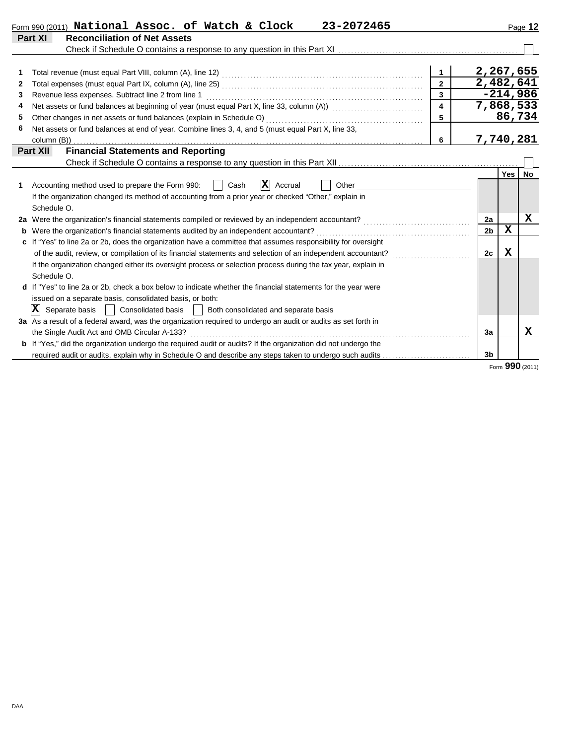Form 990 (2011) **National Assoc. of Watch & Clock 23-2072465**

## Part XI Reconciliation of Net Assets

Check if Schedule O contains a response to any question in this Part XI ☐

| | | | |
|---|---|---|---|
| 1 | Total revenue (must equal Part VIII, column (A), line 12) | 1 | 2,267,655 |
| 2 | Total expenses (must equal Part IX, column (A), line 25) | 2 | 2,482,641 |
| 3 | Revenue less expenses. Subtract line 2 from line 1 | 3 | -214,986 |
| 4 | Net assets or fund balances at beginning of year (must equal Part X, line 33, column (A)) | 4 | 7,868,533 |
| 5 | Other changes in net assets or fund balances (explain in Schedule O) | 5 | 86,734 |
| 6 | Net assets or fund balances at end of year. Combine lines 3, 4, and 5 (must equal Part X, line 33, column (B)) | 6 | 7,740,281 |

## Part XII Financial Statements and Reporting

Check if Schedule O contains a response to any question in this Part XII ☐

| | | | Yes | No |
|---|---|---|---|---|
| 1 | Accounting method used to prepare the Form 990: ☐ Cash ☒ Accrual ☐ Other<br>If the organization changed its method of accounting from a prior year or checked "Other," explain in Schedule O. | | | |
| 2a | Were the organization's financial statements compiled or reviewed by an independent accountant? | 2a | | X |
| b | Were the organization's financial statements audited by an independent accountant? | 2b | X | |
| c | If "Yes" to line 2a or 2b, does the organization have a committee that assumes responsibility for oversight of the audit, review, or compilation of its financial statements and selection of an independent accountant?<br>If the organization changed either its oversight process or selection process during the tax year, explain in Schedule O. | 2c | X | |
| d | If "Yes" to line 2a or 2b, check a box below to indicate whether the financial statements for the year were issued on a separate basis, consolidated basis, or both:<br>☒ Separate basis ☐ Consolidated basis ☐ Both consolidated and separate basis | | | |
| 3a | As a result of a federal award, was the organization required to undergo an audit or audits as set forth in the Single Audit Act and OMB Circular A-133? | 3a | | X |
| b | If "Yes," did the organization undergo the required audit or audits? If the organization did not undergo the required audit or audits, explain why in Schedule O and describe any steps taken to undergo such audits | 3b | | |

Form **990** (2011)

DAA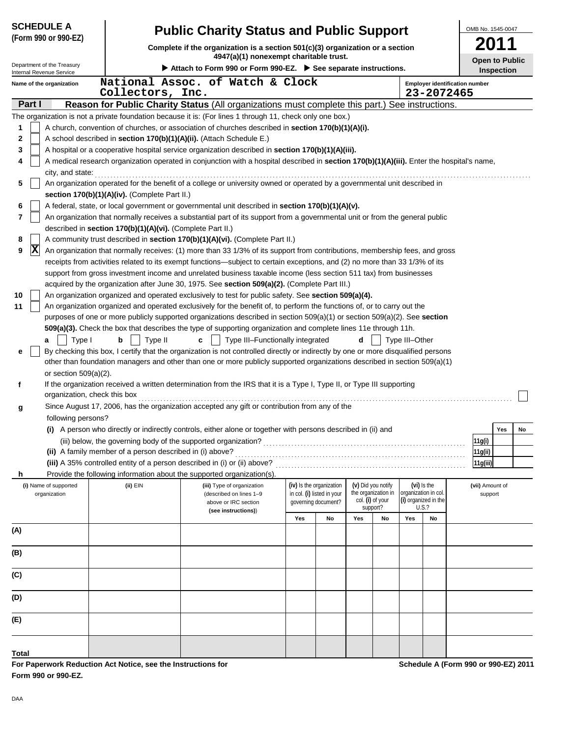**SCHEDULE A (Form 990 or 990-EZ)**

Department of the Treasury
Internal Revenue Service

# Public Charity Status and Public Support

**Complete if the organization is a section 501(c)(3) organization or a section 4947(a)(1) nonexempt charitable trust.**

▶ Attach to Form 990 or Form 990-EZ. ▶ See separate instructions.

OMB No. 1545-0047

**2011**

**Open to Public Inspection**

Name of the organization: National Assoc. of Watch & Clock Collectors, Inc.

Employer identification number: 23-2072465

## Part I Reason for Public Charity Status (All organizations must complete this part.) See instructions.

The organization is not a private foundation because it is: (For lines 1 through 11, check only one box.)

1 [ ] A church, convention of churches, or association of churches described in **section 170(b)(1)(A)(i).**

2 [ ] A school described in **section 170(b)(1)(A)(ii).** (Attach Schedule E.)

3 [ ] A hospital or a cooperative hospital service organization described in **section 170(b)(1)(A)(iii).**

4 [ ] A medical research organization operated in conjunction with a hospital described in **section 170(b)(1)(A)(iii).** Enter the hospital's name, city, and state:

5 [ ] An organization operated for the benefit of a college or university owned or operated by a governmental unit described in **section 170(b)(1)(A)(iv).** (Complete Part II.)

6 [ ] A federal, state, or local government or governmental unit described in **section 170(b)(1)(A)(v).**

7 [ ] An organization that normally receives a substantial part of its support from a governmental unit or from the general public described in **section 170(b)(1)(A)(vi).** (Complete Part II.)

8 [ ] A community trust described in **section 170(b)(1)(A)(vi).** (Complete Part II.)

9 [X] An organization that normally receives: (1) more than 33 1/3% of its support from contributions, membership fees, and gross receipts from activities related to its exempt functions—subject to certain exceptions, and (2) no more than 33 1/3% of its support from gross investment income and unrelated business taxable income (less section 511 tax) from businesses acquired by the organization after June 30, 1975. See **section 509(a)(2).** (Complete Part III.)

10 [ ] An organization organized and operated exclusively to test for public safety. See **section 509(a)(4).**

11 [ ] An organization organized and operated exclusively for the benefit of, to perform the functions of, or to carry out the purposes of one or more publicly supported organizations described in section 509(a)(1) or section 509(a)(2). See **section 509(a)(3).** Check the box that describes the type of supporting organization and complete lines 11e through 11h.

**a** [ ] Type I **b** [ ] Type II **c** [ ] Type III–Functionally integrated **d** [ ] Type III–Other

**e** [ ] By checking this box, I certify that the organization is not controlled directly or indirectly by one or more disqualified persons other than foundation managers and other than one or more publicly supported organizations described in section 509(a)(1) or section 509(a)(2).

**f** If the organization received a written determination from the IRS that it is a Type I, Type II, or Type III supporting organization, check this box [ ]

**g** Since August 17, 2006, has the organization accepted any gift or contribution from any of the following persons?

| | | Yes | No |
|---|---|---|---|
| **(i)** A person who directly or indirectly controls, either alone or together with persons described in (ii) and (iii) below, the governing body of the supported organization? | 11g(i) | | |
| **(ii)** A family member of a person described in (i) above? | 11g(ii) | | |
| **(iii)** A 35% controlled entity of a person described in (i) or (ii) above? | 11g(iii) | | |

**h** Provide the following information about the supported organization(s).

| (i) Name of supported organization | (ii) EIN | (iii) Type of organization (described on lines 1–9 above or IRC section (see instructions)) | (iv) Is the organization in col. (i) listed in your governing document? Yes | No | (v) Did you notify the organization in col. (i) of your support? Yes | No | (vi) Is the organization in col. (i) organized in the U.S.? Yes | No | (vii) Amount of support |
|---|---|---|---|---|---|---|---|---|---|
| (A) | | | | | | | | | |
| (B) | | | | | | | | | |
| (C) | | | | | | | | | |
| (D) | | | | | | | | | |
| (E) | | | | | | | | | |
| Total | | | | | | | | | |

**For Paperwork Reduction Act Notice, see the Instructions for Form 990 or 990-EZ.** **Schedule A (Form 990 or 990-EZ) 2011**

DAA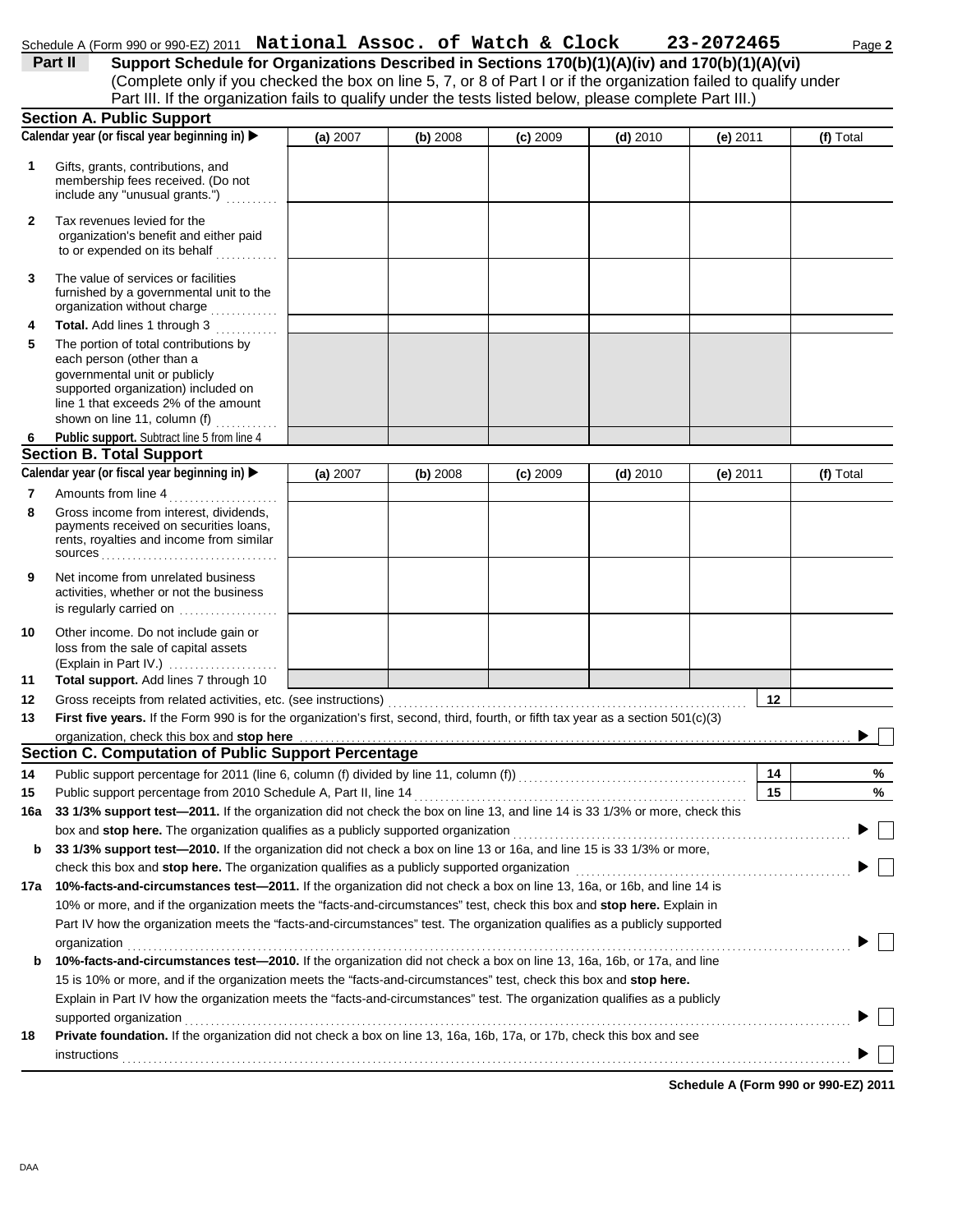Schedule A (Form 990 or 990-EZ) 2011 **National Assoc. of Watch & Clock** **23-2072465**

**Part II** **Support Schedule for Organizations Described in Sections 170(b)(1)(A)(iv) and 170(b)(1)(A)(vi)**
(Complete only if you checked the box on line 5, 7, or 8 of Part I or if the organization failed to qualify under Part III. If the organization fails to qualify under the tests listed below, please complete Part III.)

## Section A. Public Support

| Calendar year (or fiscal year beginning in) ▶ | (a) 2007 | (b) 2008 | (c) 2009 | (d) 2010 | (e) 2011 | (f) Total |
|---|---|---|---|---|---|---|
| **1** Gifts, grants, contributions, and membership fees received. (Do not include any "unusual grants.") | | | | | | |
| **2** Tax revenues levied for the organization's benefit and either paid to or expended on its behalf | | | | | | |
| **3** The value of services or facilities furnished by a governmental unit to the organization without charge | | | | | | |
| **4** **Total.** Add lines 1 through 3 | | | | | | |
| **5** The portion of total contributions by each person (other than a governmental unit or publicly supported organization) included on line 1 that exceeds 2% of the amount shown on line 11, column (f) | | | | | | |
| **6** **Public support.** Subtract line 5 from line 4 | | | | | | |

## Section B. Total Support

| Calendar year (or fiscal year beginning in) ▶ | (a) 2007 | (b) 2008 | (c) 2009 | (d) 2010 | (e) 2011 | (f) Total |
|---|---|---|---|---|---|---|
| **7** Amounts from line 4 | | | | | | |
| **8** Gross income from interest, dividends, payments received on securities loans, rents, royalties and income from similar sources | | | | | | |
| **9** Net income from unrelated business activities, whether or not the business is regularly carried on | | | | | | |
| **10** Other income. Do not include gain or loss from the sale of capital assets (Explain in Part IV.) | | | | | | |
| **11** **Total support.** Add lines 7 through 10 | | | | | | |

**12** Gross receipts from related activities, etc. (see instructions) **12**

**13** **First five years.** If the Form 990 is for the organization's first, second, third, fourth, or fifth tax year as a section 501(c)(3) organization, check this box and **stop here** ▶ ☐

## Section C. Computation of Public Support Percentage

**14** Public support percentage for 2011 (line 6, column (f) divided by line 11, column (f)) **14** %

**15** Public support percentage from 2010 Schedule A, Part II, line 14 **15** %

**16a** **33 1/3% support test—2011.** If the organization did not check the box on line 13, and line 14 is 33 1/3% or more, check this box and **stop here.** The organization qualifies as a publicly supported organization ▶ ☐

**b** **33 1/3% support test—2010.** If the organization did not check a box on line 13 or 16a, and line 15 is 33 1/3% or more, check this box and **stop here.** The organization qualifies as a publicly supported organization ▶ ☐

**17a** **10%-facts-and-circumstances test—2011.** If the organization did not check a box on line 13, 16a, or 16b, and line 14 is 10% or more, and if the organization meets the "facts-and-circumstances" test, check this box and **stop here.** Explain in Part IV how the organization meets the "facts-and-circumstances" test. The organization qualifies as a publicly supported organization ▶ ☐

**b** **10%-facts-and-circumstances test—2010.** If the organization did not check a box on line 13, 16a, 16b, or 17a, and line 15 is 10% or more, and if the organization meets the "facts-and-circumstances" test, check this box and **stop here.** Explain in Part IV how the organization meets the "facts-and-circumstances" test. The organization qualifies as a publicly supported organization ▶ ☐

**18** **Private foundation.** If the organization did not check a box on line 13, 16a, 16b, 17a, or 17b, check this box and see instructions ▶ ☐

**Schedule A (Form 990 or 990-EZ) 2011**

DAA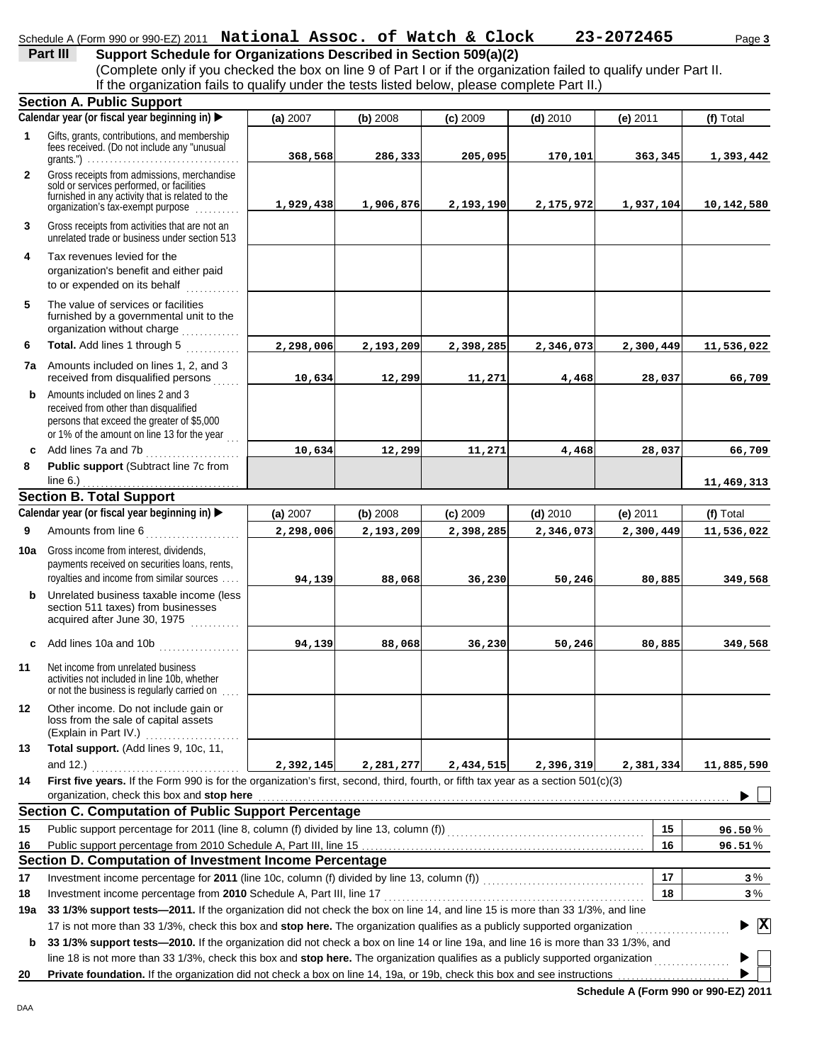Schedule A (Form 990 or 990-EZ) 2011 **National Assoc. of Watch & Clock** **23-2072465**

**Part III** **Support Schedule for Organizations Described in Section 509(a)(2)**

(Complete only if you checked the box on line 9 of Part I or if the organization failed to qualify under Part II. If the organization fails to qualify under the tests listed below, please complete Part II.)

## Section A. Public Support

| | Calendar year (or fiscal year beginning in) ▶ | (a) 2007 | (b) 2008 | (c) 2009 | (d) 2010 | (e) 2011 | (f) Total |
|---|---|---|---|---|---|---|---|
| 1 | Gifts, grants, contributions, and membership fees received. (Do not include any "unusual grants.") | 368,568 | 286,333 | 205,095 | 170,101 | 363,345 | 1,393,442 |
| 2 | Gross receipts from admissions, merchandise sold or services performed, or facilities furnished in any activity that is related to the organization's tax-exempt purpose | 1,929,438 | 1,906,876 | 2,193,190 | 2,175,972 | 1,937,104 | 10,142,580 |
| 3 | Gross receipts from activities that are not an unrelated trade or business under section 513 | | | | | | |
| 4 | Tax revenues levied for the organization's benefit and either paid to or expended on its behalf | | | | | | |
| 5 | The value of services or facilities furnished by a governmental unit to the organization without charge | | | | | | |
| 6 | **Total.** Add lines 1 through 5 | 2,298,006 | 2,193,209 | 2,398,285 | 2,346,073 | 2,300,449 | 11,536,022 |
| 7a | Amounts included on lines 1, 2, and 3 received from disqualified persons | 10,634 | 12,299 | 11,271 | 4,468 | 28,037 | 66,709 |
| b | Amounts included on lines 2 and 3 received from other than disqualified persons that exceed the greater of $5,000 or 1% of the amount on line 13 for the year | | | | | | |
| c | Add lines 7a and 7b | 10,634 | 12,299 | 11,271 | 4,468 | 28,037 | 66,709 |
| 8 | **Public support** (Subtract line 7c from line 6.) | | | | | | 11,469,313 |

## Section B. Total Support

| | Calendar year (or fiscal year beginning in) ▶ | (a) 2007 | (b) 2008 | (c) 2009 | (d) 2010 | (e) 2011 | (f) Total |
|---|---|---|---|---|---|---|---|
| 9 | Amounts from line 6 | 2,298,006 | 2,193,209 | 2,398,285 | 2,346,073 | 2,300,449 | 11,536,022 |
| 10a | Gross income from interest, dividends, payments received on securities loans, rents, royalties and income from similar sources | 94,139 | 88,068 | 36,230 | 50,246 | 80,885 | 349,568 |
| b | Unrelated business taxable income (less section 511 taxes) from businesses acquired after June 30, 1975 | | | | | | |
| c | Add lines 10a and 10b | 94,139 | 88,068 | 36,230 | 50,246 | 80,885 | 349,568 |
| 11 | Net income from unrelated business activities not included in line 10b, whether or not the business is regularly carried on | | | | | | |
| 12 | Other income. Do not include gain or loss from the sale of capital assets (Explain in Part IV.) | | | | | | |
| 13 | **Total support.** (Add lines 9, 10c, 11, and 12.) | 2,392,145 | 2,281,277 | 2,434,515 | 2,396,319 | 2,381,334 | 11,885,590 |

**14** **First five years.** If the Form 990 is for the organization's first, second, third, fourth, or fifth tax year as a section 501(c)(3) organization, check this box and **stop here** ▶ ☐

## Section C. Computation of Public Support Percentage

| | | | |
|---|---|---|---|
| 15 | Public support percentage for 2011 (line 8, column (f) divided by line 13, column (f)) | 15 | 96.50 % |
| 16 | Public support percentage from 2010 Schedule A, Part III, line 15 | 16 | 96.51 % |

## Section D. Computation of Investment Income Percentage

| | | | |
|---|---|---|---|
| 17 | Investment income percentage for **2011** (line 10c, column (f) divided by line 13, column (f)) | 17 | 3 % |
| 18 | Investment income percentage from **2010** Schedule A, Part III, line 17 | 18 | 3 % |

**19a** **33 1/3% support tests—2011.** If the organization did not check the box on line 14, and line 15 is more than 33 1/3%, and line 17 is not more than 33 1/3%, check this box and **stop here.** The organization qualifies as a publicly supported organization ▶ ☒

**b** **33 1/3% support tests—2010.** If the organization did not check a box on line 14 or line 19a, and line 16 is more than 33 1/3%, and line 18 is not more than 33 1/3%, check this box and **stop here.** The organization qualifies as a publicly supported organization ▶ ☐

**20** **Private foundation.** If the organization did not check a box on line 14, 19a, or 19b, check this box and see instructions ▶ ☐

**Schedule A (Form 990 or 990-EZ) 2011**

DAA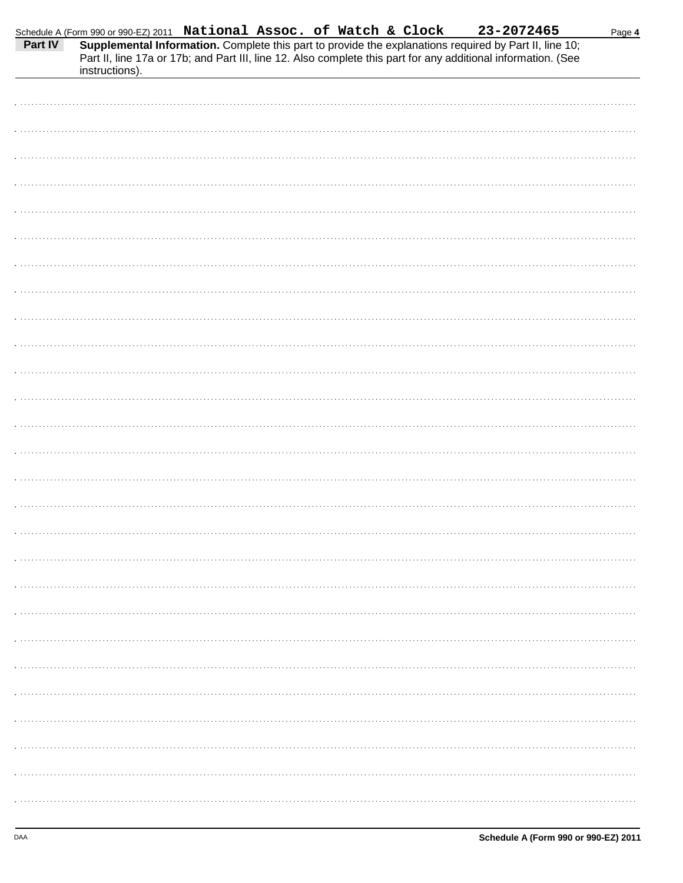Schedule A (Form 990 or 990-EZ) 2011 **National Assoc. of Watch & Clock** **23-2072465**

**Part IV** **Supplemental Information.** Complete this part to provide the explanations required by Part II, line 10; Part II, line 17a or 17b; and Part III, line 12. Also complete this part for any additional information. (See instructions).

DAA **Schedule A (Form 990 or 990-EZ) 2011**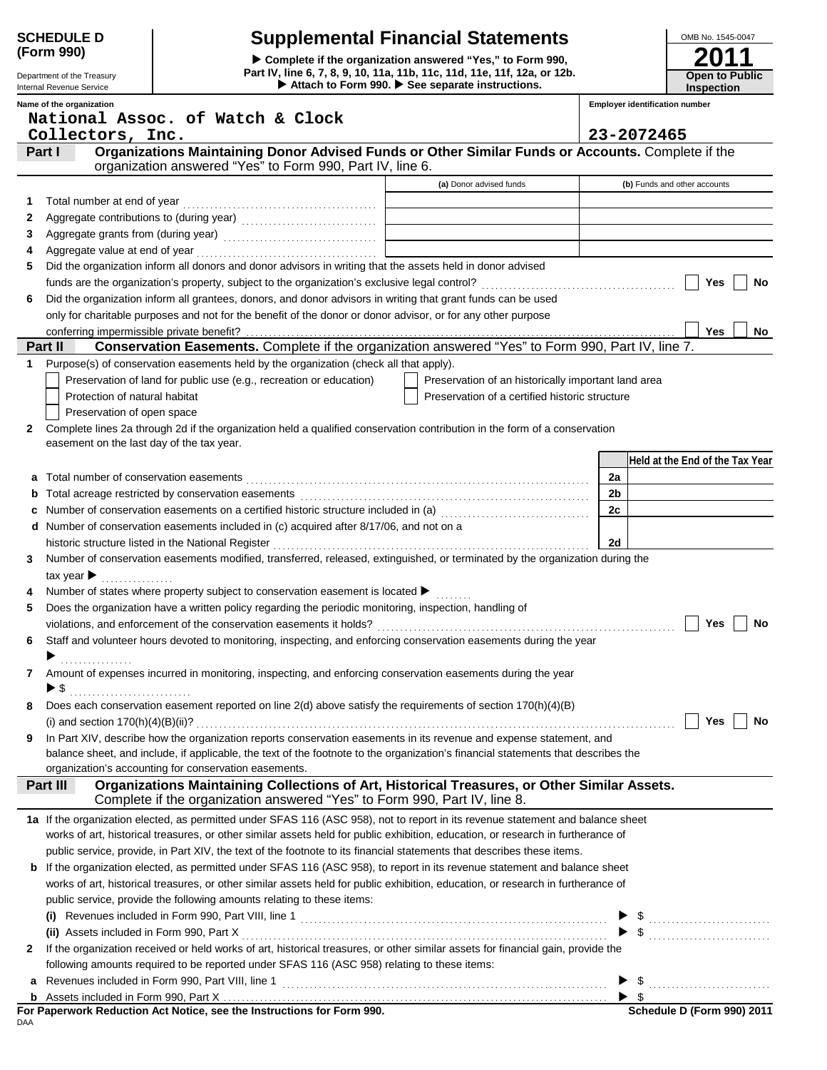**SCHEDULE D (Form 990)**

Department of the Treasury
Internal Revenue Service

# Supplemental Financial Statements

▶ Complete if the organization answered "Yes," to Form 990, Part IV, line 6, 7, 8, 9, 10, 11a, 11b, 11c, 11d, 11e, 11f, 12a, or 12b.
▶ Attach to Form 990. ▶ See separate instructions.

OMB No. 1545-0047

**2011**

**Open to Public Inspection**

Name of the organization: National Assoc. of Watch & Clock Collectors, Inc.

Employer identification number: 23-2072465

## Part I Organizations Maintaining Donor Advised Funds or Other Similar Funds or Accounts.
Complete if the organization answered "Yes" to Form 990, Part IV, line 6.

| | | (a) Donor advised funds | (b) Funds and other accounts |
|---|---|---|---|
| 1 | Total number at end of year | | |
| 2 | Aggregate contributions to (during year) | | |
| 3 | Aggregate grants from (during year) | | |
| 4 | Aggregate value at end of year | | |

5 Did the organization inform all donors and donor advisors in writing that the assets held in donor advised funds are the organization's property, subject to the organization's exclusive legal control? ☐ Yes ☐ No

6 Did the organization inform all grantees, donors, and donor advisors in writing that grant funds can be used only for charitable purposes and not for the benefit of the donor or donor advisor, or for any other purpose conferring impermissible private benefit? ☐ Yes ☐ No

## Part II Conservation Easements.
Complete if the organization answered "Yes" to Form 990, Part IV, line 7.

1 Purpose(s) of conservation easements held by the organization (check all that apply).

- ☐ Preservation of land for public use (e.g., recreation or education)
- ☐ Protection of natural habitat
- ☐ Preservation of open space
- ☐ Preservation of an historically important land area
- ☐ Preservation of a certified historic structure

2 Complete lines 2a through 2d if the organization held a qualified conservation contribution in the form of a conservation easement on the last day of the tax year.

| | | | Held at the End of the Tax Year |
|---|---|---|---|
| a | Total number of conservation easements | 2a | |
| b | Total acreage restricted by conservation easements | 2b | |
| c | Number of conservation easements on a certified historic structure included in (a) | 2c | |
| d | Number of conservation easements included in (c) acquired after 8/17/06, and not on a historic structure listed in the National Register | 2d | |

3 Number of conservation easements modified, transferred, released, extinguished, or terminated by the organization during the tax year ▶

4 Number of states where property subject to conservation easement is located ▶

5 Does the organization have a written policy regarding the periodic monitoring, inspection, handling of violations, and enforcement of the conservation easements it holds? ☐ Yes ☐ No

6 Staff and volunteer hours devoted to monitoring, inspecting, and enforcing conservation easements during the year ▶

7 Amount of expenses incurred in monitoring, inspecting, and enforcing conservation easements during the year ▶ $

8 Does each conservation easement reported on line 2(d) above satisfy the requirements of section 170(h)(4)(B)(i) and section 170(h)(4)(B)(ii)? ☐ Yes ☐ No

9 In Part XIV, describe how the organization reports conservation easements in its revenue and expense statement, and balance sheet, and include, if applicable, the text of the footnote to the organization's financial statements that describes the organization's accounting for conservation easements.

## Part III Organizations Maintaining Collections of Art, Historical Treasures, or Other Similar Assets.
Complete if the organization answered "Yes" to Form 990, Part IV, line 8.

1a If the organization elected, as permitted under SFAS 116 (ASC 958), not to report in its revenue statement and balance sheet works of art, historical treasures, or other similar assets held for public exhibition, education, or research in furtherance of public service, provide, in Part XIV, the text of the footnote to its financial statements that describes these items.

b If the organization elected, as permitted under SFAS 116 (ASC 958), to report in its revenue statement and balance sheet works of art, historical treasures, or other similar assets held for public exhibition, education, or research in furtherance of public service, provide the following amounts relating to these items:

(i) Revenues included in Form 990, Part VIII, line 1 ▶ $

(ii) Assets included in Form 990, Part X ▶ $

2 If the organization received or held works of art, historical treasures, or other similar assets for financial gain, provide the following amounts required to be reported under SFAS 116 (ASC 958) relating to these items:

a Revenues included in Form 990, Part VIII, line 1 ▶ $

b Assets included in Form 990, Part X ▶ $

**For Paperwork Reduction Act Notice, see the Instructions for Form 990.** Schedule D (Form 990) 2011

DAA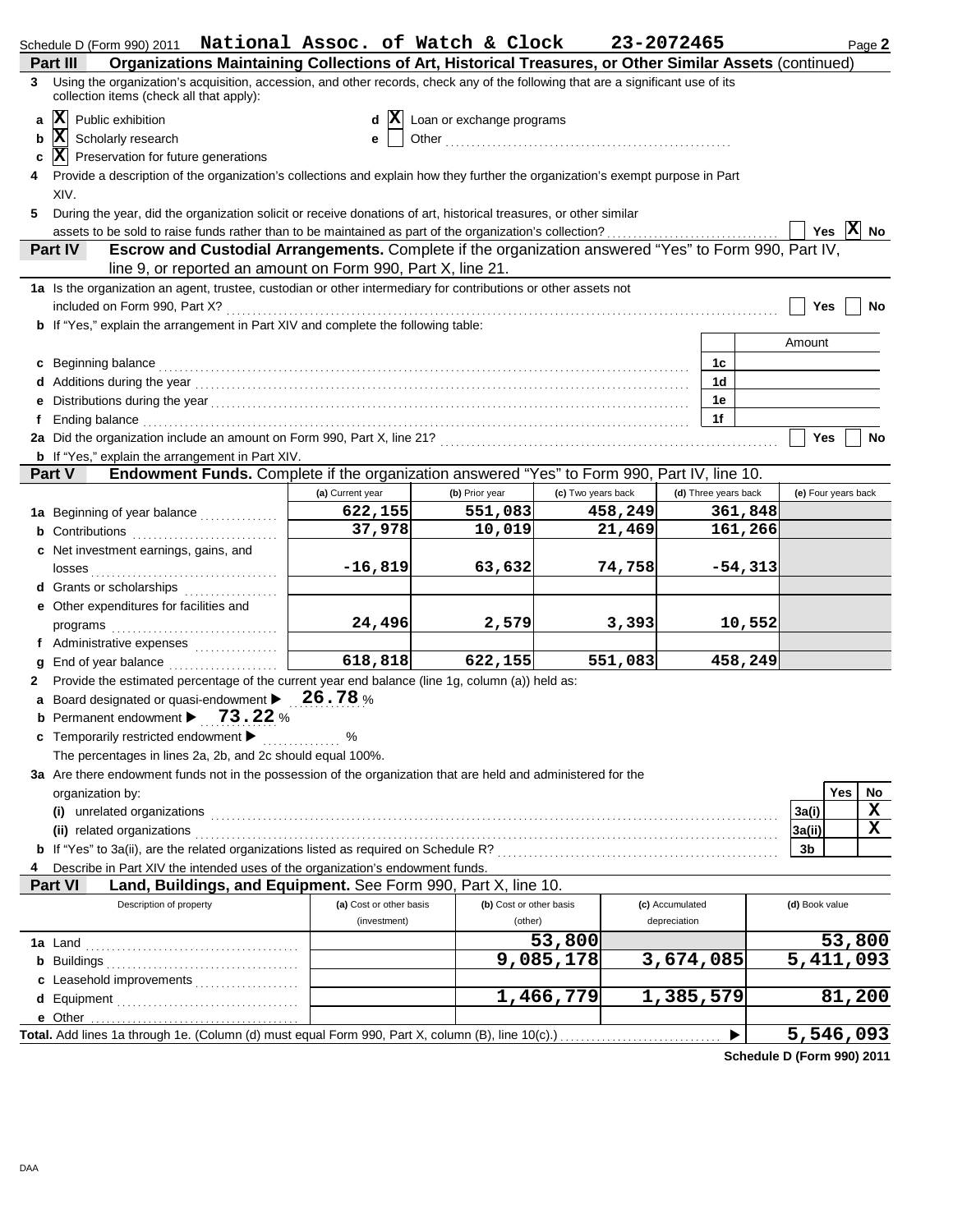Schedule D (Form 990) 2011 **National Assoc. of Watch & Clock** **23-2072465** Page **2**

## Part III Organizations Maintaining Collections of Art, Historical Treasures, or Other Similar Assets (continued)

**3** Using the organization's acquisition, accession, and other records, check any of the following that are a significant use of its collection items (check all that apply):

- **a** [X] Public exhibition
- **b** [X] Scholarly research
- **c** [X] Preservation for future generations
- **d** [X] Loan or exchange programs
- **e** [ ] Other

**4** Provide a description of the organization's collections and explain how they further the organization's exempt purpose in Part XIV.

**5** During the year, did the organization solicit or receive donations of art, historical treasures, or other similar assets to be sold to raise funds rather than to be maintained as part of the organization's collection? [ ] Yes [X] No

## Part IV Escrow and Custodial Arrangements. Complete if the organization answered "Yes" to Form 990, Part IV, line 9, or reported an amount on Form 990, Part X, line 21.

**1a** Is the organization an agent, trustee, custodian or other intermediary for contributions or other assets not included on Form 990, Part X? [ ] Yes [ ] No

**b** If "Yes," explain the arrangement in Part XIV and complete the following table:

| | | Amount |
|---|---|---|
| **c** Beginning balance | 1c | |
| **d** Additions during the year | 1d | |
| **e** Distributions during the year | 1e | |
| **f** Ending balance | 1f | |

**2a** Did the organization include an amount on Form 990, Part X, line 21? [ ] Yes [ ] No

**b** If "Yes," explain the arrangement in Part XIV.

## Part V Endowment Funds. Complete if the organization answered "Yes" to Form 990, Part IV, line 10.

| | (a) Current year | (b) Prior year | (c) Two years back | (d) Three years back | (e) Four years back |
|---|---|---|---|---|---|
| **1a** Beginning of year balance | 622,155 | 551,083 | 458,249 | 361,848 | |
| **b** Contributions | 37,978 | 10,019 | 21,469 | 161,266 | |
| **c** Net investment earnings, gains, and losses | -16,819 | 63,632 | 74,758 | -54,313 | |
| **d** Grants or scholarships | | | | | |
| **e** Other expenditures for facilities and programs | 24,496 | 2,579 | 3,393 | 10,552 | |
| **f** Administrative expenses | | | | | |
| **g** End of year balance | 618,818 | 622,155 | 551,083 | 458,249 | |

**2** Provide the estimated percentage of the current year end balance (line 1g, column (a)) held as:

- **a** Board designated or quasi-endowment ▶ 26.78 %
- **b** Permanent endowment ▶ 73.22 %
- **c** Temporarily restricted endowment ▶ %

The percentages in lines 2a, 2b, and 2c should equal 100%.

**3a** Are there endowment funds not in the possession of the organization that are held and administered for the organization by:

| | | Yes | No |
|---|---|---|---|
| **(i)** unrelated organizations | 3a(i) | | X |
| **(ii)** related organizations | 3a(ii) | | X |
| **b** If "Yes" to 3a(ii), are the related organizations listed as required on Schedule R? | 3b | | |

**4** Describe in Part XIV the intended uses of the organization's endowment funds.

## Part VI Land, Buildings, and Equipment. See Form 990, Part X, line 10.

| Description of property | (a) Cost or other basis (investment) | (b) Cost or other basis (other) | (c) Accumulated depreciation | (d) Book value |
|---|---|---|---|---|
| **1a** Land | | 53,800 | | 53,800 |
| **b** Buildings | | 9,085,178 | 3,674,085 | 5,411,093 |
| **c** Leasehold improvements | | | | |
| **d** Equipment | | 1,466,779 | 1,385,579 | 81,200 |
| **e** Other | | | | |

**Total.** Add lines 1a through 1e. (Column (d) must equal Form 990, Part X, column (B), line 10(c).) ▶ **5,546,093**

Schedule D (Form 990) 2011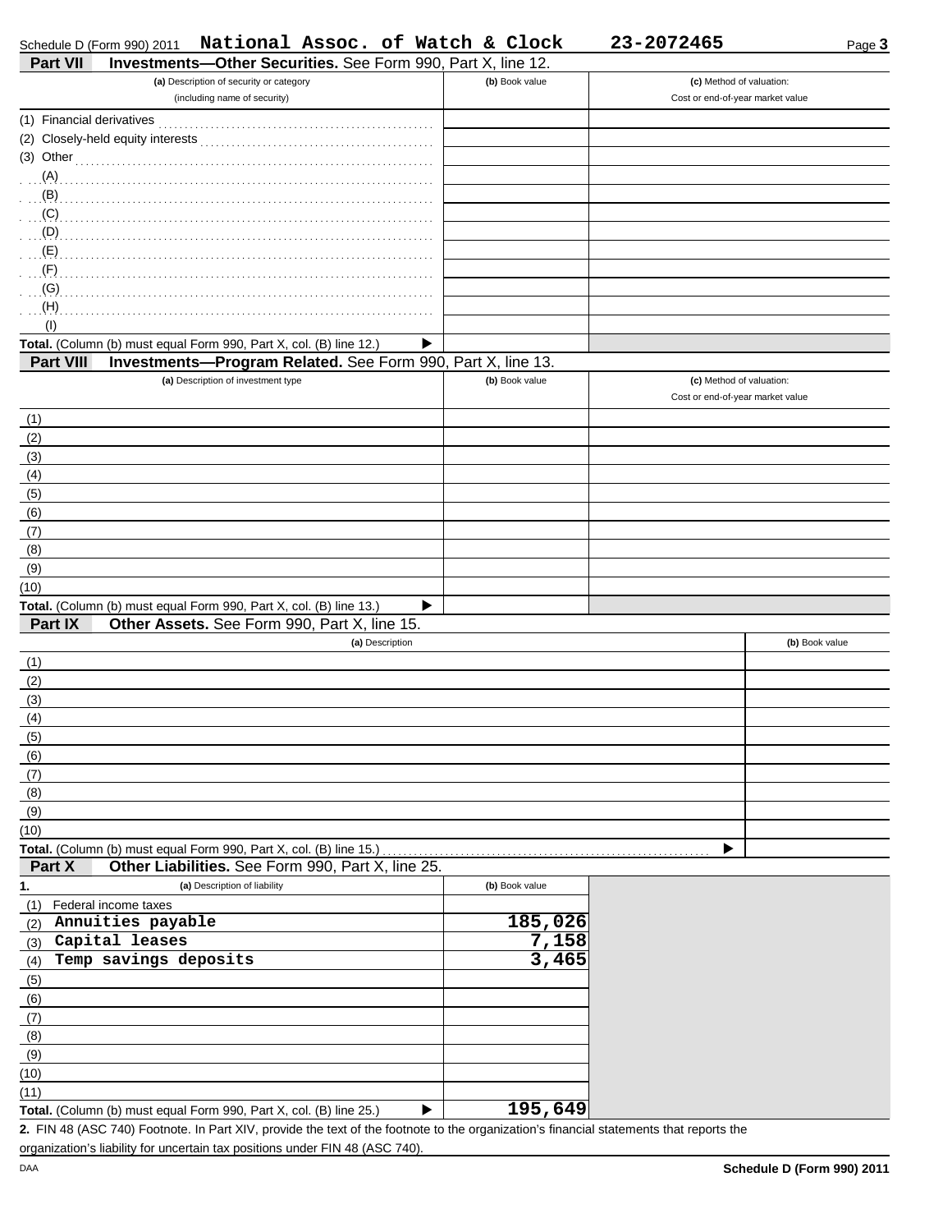Schedule D (Form 990) 2011 **National Assoc. of Watch & Clock** **23-2072465**

## Part VII Investments—Other Securities. See Form 990, Part X, line 12.

| (a) Description of security or category (including name of security) | (b) Book value | (c) Method of valuation: Cost or end-of-year market value |
|---|---|---|
| (1) Financial derivatives | | |
| (2) Closely-held equity interests | | |
| (3) Other | | |
| (A) | | |
| (B) | | |
| (C) | | |
| (D) | | |
| (E) | | |
| (F) | | |
| (G) | | |
| (H) | | |
| (I) | | |
| **Total.** (Column (b) must equal Form 990, Part X, col. (B) line 12.) ▶ | | |

## Part VIII Investments—Program Related. See Form 990, Part X, line 13.

| (a) Description of investment type | (b) Book value | (c) Method of valuation: Cost or end-of-year market value |
|---|---|---|
| (1) | | |
| (2) | | |
| (3) | | |
| (4) | | |
| (5) | | |
| (6) | | |
| (7) | | |
| (8) | | |
| (9) | | |
| (10) | | |
| **Total.** (Column (b) must equal Form 990, Part X, col. (B) line 13.) ▶ | | |

## Part IX Other Assets. See Form 990, Part X, line 15.

| (a) Description | (b) Book value |
|---|---|
| (1) | |
| (2) | |
| (3) | |
| (4) | |
| (5) | |
| (6) | |
| (7) | |
| (8) | |
| (9) | |
| (10) | |
| **Total.** (Column (b) must equal Form 990, Part X, col. (B) line 15.) ▶ | |

## Part X Other Liabilities. See Form 990, Part X, line 25.

| 1. (a) Description of liability | (b) Book value |
|---|---|
| (1) Federal income taxes | |
| (2) **Annuities payable** | **185,026** |
| (3) **Capital leases** | **7,158** |
| (4) **Temp savings deposits** | **3,465** |
| (5) | |
| (6) | |
| (7) | |
| (8) | |
| (9) | |
| (10) | |
| (11) | |
| **Total.** (Column (b) must equal Form 990, Part X, col. (B) line 25.) ▶ | **195,649** |

**2.** FIN 48 (ASC 740) Footnote. In Part XIV, provide the text of the footnote to the organization's financial statements that reports the organization's liability for uncertain tax positions under FIN 48 (ASC 740).

DAA **Schedule D (Form 990) 2011**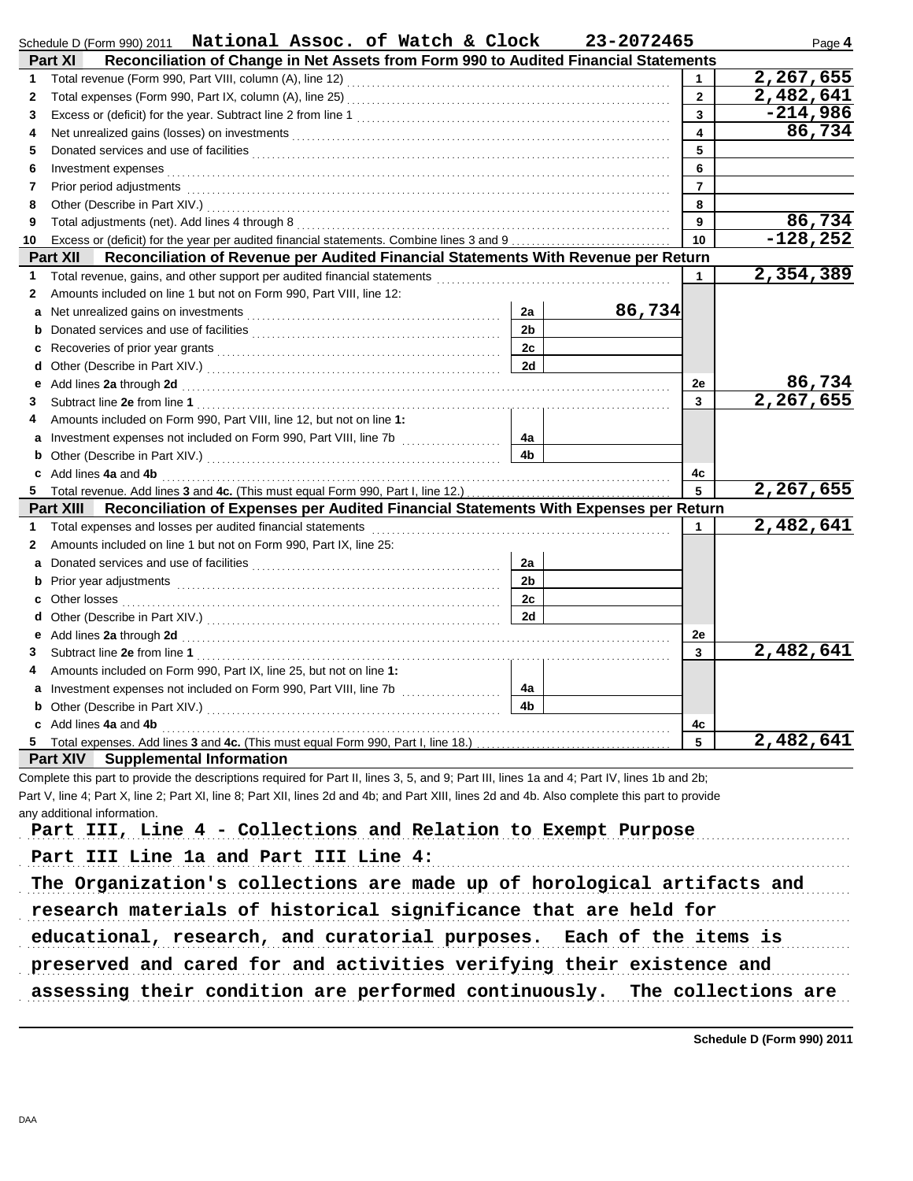Schedule D (Form 990) 2011 **National Assoc. of Watch & Clock** **23-2072465** Page **4**

## Part XI Reconciliation of Change in Net Assets from Form 990 to Audited Financial Statements

| | | | |
|---|---|---|---|
| 1 | Total revenue (Form 990, Part VIII, column (A), line 12) | 1 | 2,267,655 |
| 2 | Total expenses (Form 990, Part IX, column (A), line 25) | 2 | 2,482,641 |
| 3 | Excess or (deficit) for the year. Subtract line 2 from line 1 | 3 | -214,986 |
| 4 | Net unrealized gains (losses) on investments | 4 | 86,734 |
| 5 | Donated services and use of facilities | 5 | |
| 6 | Investment expenses | 6 | |
| 7 | Prior period adjustments | 7 | |
| 8 | Other (Describe in Part XIV.) | 8 | |
| 9 | Total adjustments (net). Add lines 4 through 8 | 9 | 86,734 |
| 10 | Excess or (deficit) for the year per audited financial statements. Combine lines 3 and 9 | 10 | -128,252 |

## Part XII Reconciliation of Revenue per Audited Financial Statements With Revenue per Return

| | | | | | |
|---|---|---|---|---|---|
| 1 | Total revenue, gains, and other support per audited financial statements | | | 1 | 2,354,389 |
| 2 | Amounts included on line 1 but not on Form 990, Part VIII, line 12: | | | | |
| a | Net unrealized gains on investments | 2a | 86,734 | | |
| b | Donated services and use of facilities | 2b | | | |
| c | Recoveries of prior year grants | 2c | | | |
| d | Other (Describe in Part XIV.) | 2d | | | |
| e | Add lines **2a** through **2d** | | | 2e | 86,734 |
| 3 | Subtract line **2e** from line **1** | | | 3 | 2,267,655 |
| 4 | Amounts included on Form 990, Part VIII, line 12, but not on line **1:** | | | | |
| a | Investment expenses not included on Form 990, Part VIII, line 7b | 4a | | | |
| b | Other (Describe in Part XIV.) | 4b | | | |
| c | Add lines **4a** and **4b** | | | 4c | |
| 5 | Total revenue. Add lines **3** and **4c.** (This must equal Form 990, Part I, line 12.) | | | 5 | 2,267,655 |

## Part XIII Reconciliation of Expenses per Audited Financial Statements With Expenses per Return

| | | | | | |
|---|---|---|---|---|---|
| 1 | Total expenses and losses per audited financial statements | | | 1 | 2,482,641 |
| 2 | Amounts included on line 1 but not on Form 990, Part IX, line 25: | | | | |
| a | Donated services and use of facilities | 2a | | | |
| b | Prior year adjustments | 2b | | | |
| c | Other losses | 2c | | | |
| d | Other (Describe in Part XIV.) | 2d | | | |
| e | Add lines **2a** through **2d** | | | 2e | |
| 3 | Subtract line **2e** from line **1** | | | 3 | 2,482,641 |
| 4 | Amounts included on Form 990, Part IX, line 25, but not on line **1:** | | | | |
| a | Investment expenses not included on Form 990, Part VIII, line 7b | 4a | | | |
| b | Other (Describe in Part XIV.) | 4b | | | |
| c | Add lines **4a** and **4b** | | | 4c | |
| 5 | Total expenses. Add lines **3** and **4c.** (This must equal Form 990, Part I, line 18.) | | | 5 | 2,482,641 |

## Part XIV Supplemental Information

Complete this part to provide the descriptions required for Part II, lines 3, 5, and 9; Part III, lines 1a and 4; Part IV, lines 1b and 2b; Part V, line 4; Part X, line 2; Part XI, line 8; Part XII, lines 2d and 4b; and Part XIII, lines 2d and 4b. Also complete this part to provide any additional information.

Part III, Line 4 - Collections and Relation to Exempt Purpose

Part III Line 1a and Part III Line 4:

The Organization's collections are made up of horological artifacts and research materials of historical significance that are held for educational, research, and curatorial purposes. Each of the items is preserved and cared for and activities verifying their existence and assessing their condition are performed continuously. The collections are

Schedule D (Form 990) 2011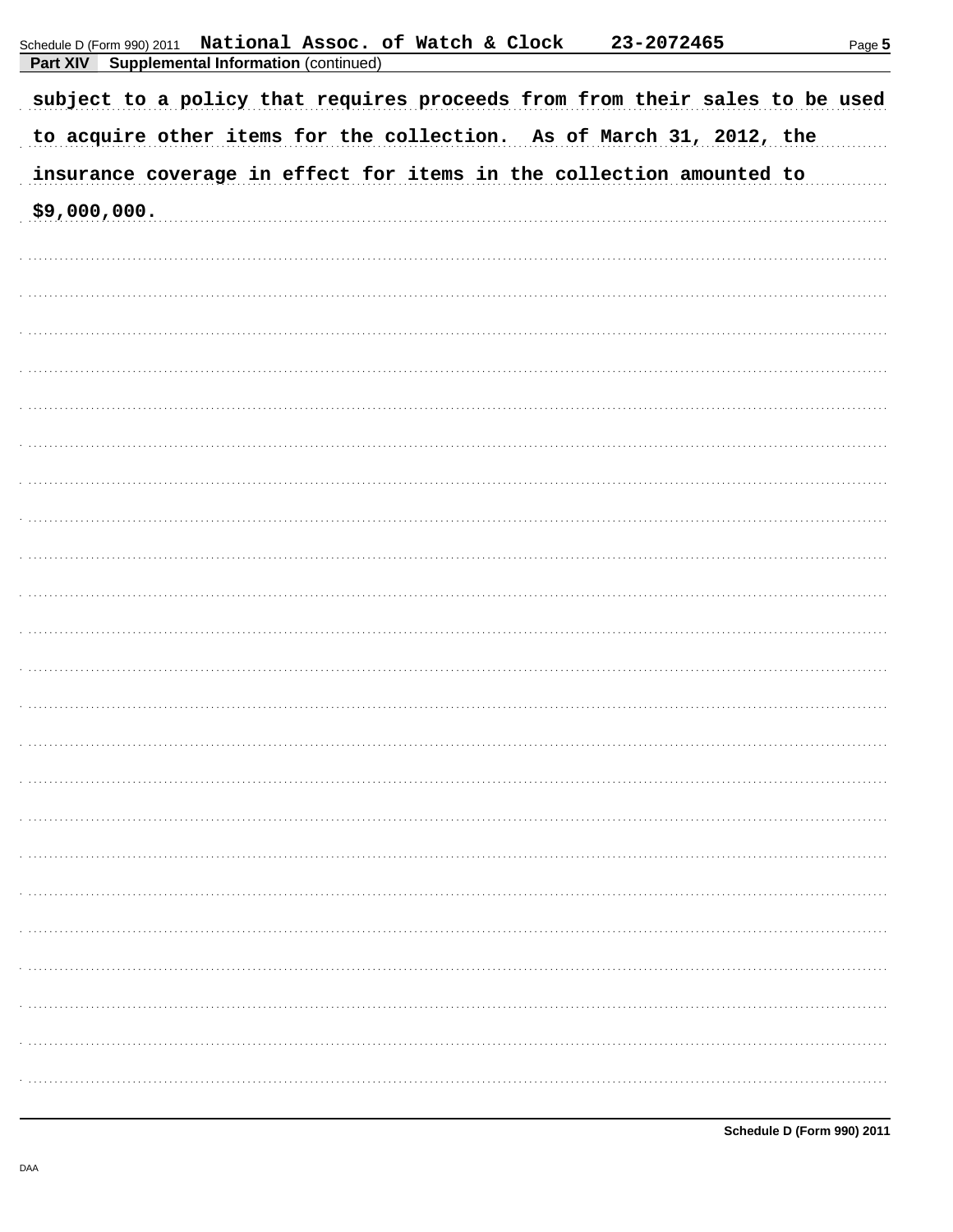**Part XIV Supplemental Information** (continued)

subject to a policy that requires proceeds from from their sales to be used to acquire other items for the collection. As of March 31, 2012, the insurance coverage in effect for items in the collection amounted to $9,000,000.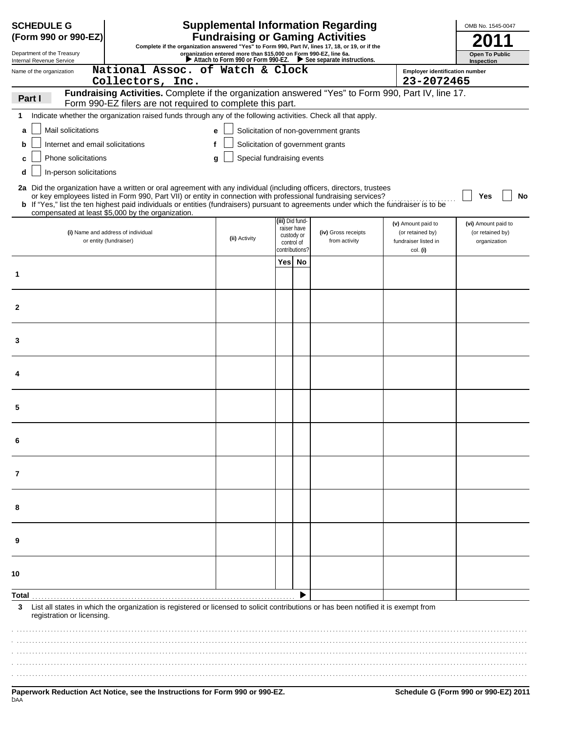**SCHEDULE G (Form 990 or 990-EZ)**

Department of the Treasury
Internal Revenue Service

# Supplemental Information Regarding Fundraising or Gaming Activities

**Complete if the organization answered "Yes" to Form 990, Part IV, lines 17, 18, or 19, or if the organization entered more than $15,000 on Form 990-EZ, line 6a.**

▶ Attach to Form 990 or Form 990-EZ. ▶ See separate instructions.

OMB No. 1545-0047

**2011**

**Open To Public Inspection**

Name of the organization: **National Assoc. of Watch & Clock Collectors, Inc.**

Employer identification number: **23-2072465**

## Part I — Fundraising Activities.

Complete if the organization answered "Yes" to Form 990, Part IV, line 17. Form 990-EZ filers are not required to complete this part.

**1** Indicate whether the organization raised funds through any of the following activities. Check all that apply.

- **a** ☐ Mail solicitations
- **b** ☐ Internet and email solicitations
- **c** ☐ Phone solicitations
- **d** ☐ In-person solicitations
- **e** ☐ Solicitation of non-government grants
- **f** ☐ Solicitation of government grants
- **g** ☐ Special fundraising events

**2a** Did the organization have a written or oral agreement with any individual (including officers, directors, trustees or key employees listed in Form 990, Part VII) or entity in connection with professional fundraising services? ☐ Yes ☐ No

**b** If "Yes," list the ten highest paid individuals or entities (fundraisers) pursuant to agreements under which the fundraiser is to be compensated at least $5,000 by the organization.

| | (i) Name and address of individual or entity (fundraiser) | (ii) Activity | (iii) Did fundraiser have custody or control of contributions? Yes | No | (iv) Gross receipts from activity | (v) Amount paid to (or retained by) fundraiser listed in col. (i) | (vi) Amount paid to (or retained by) organization |
|---|---|---|---|---|---|---|---|
| 1 | | | | | | | |
| 2 | | | | | | | |
| 3 | | | | | | | |
| 4 | | | | | | | |
| 5 | | | | | | | |
| 6 | | | | | | | |
| 7 | | | | | | | |
| 8 | | | | | | | |
| 9 | | | | | | | |
| 10 | | | | | | | |
| **Total** | | | | ▶ | | | |

**3** List all states in which the organization is registered or licensed to solicit contributions or has been notified it is exempt from registration or licensing.

**Paperwork Reduction Act Notice, see the Instructions for Form 990 or 990-EZ.** **Schedule G (Form 990 or 990-EZ) 2011**

DAA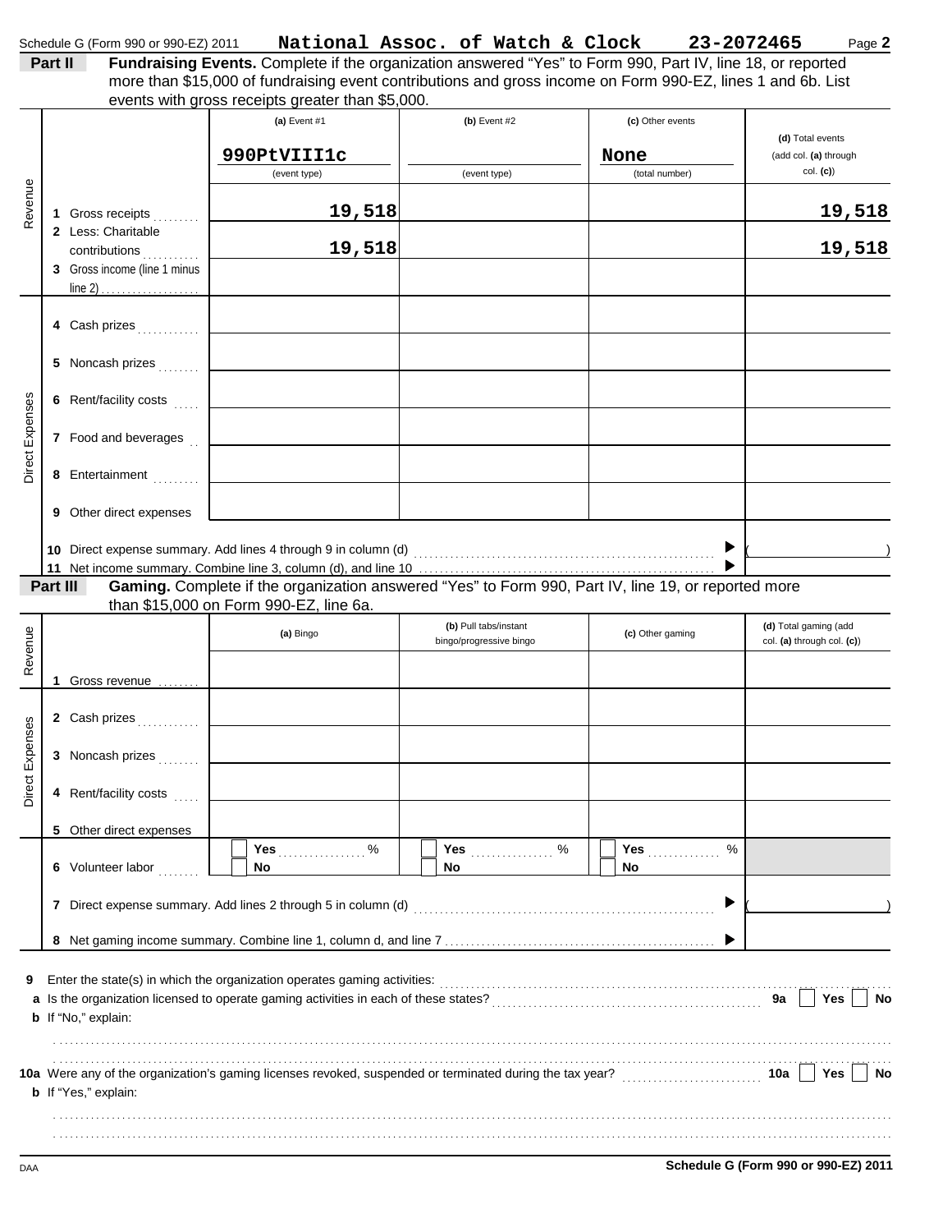Schedule G (Form 990 or 990-EZ) 2011 **National Assoc. of Watch & Clock** **23-2072465** Page **2**

**Part II** **Fundraising Events.** Complete if the organization answered "Yes" to Form 990, Part IV, line 18, or reported more than $15,000 of fundraising event contributions and gross income on Form 990-EZ, lines 1 and 6b. List events with gross receipts greater than $5,000.

| | | (a) Event #1 | (b) Event #2 | (c) Other events | (d) Total events (add col. (a) through col. (c)) |
|---|---|---|---|---|---|
| | | 990PtVIII1c (event type) | (event type) | None (total number) | |
| Revenue | 1 Gross receipts | 19,518 | | | 19,518 |
| | 2 Less: Charitable contributions | 19,518 | | | 19,518 |
| | 3 Gross income (line 1 minus line 2) | | | | |
| Direct Expenses | 4 Cash prizes | | | | |
| | 5 Noncash prizes | | | | |
| | 6 Rent/facility costs | | | | |
| | 7 Food and beverages | | | | |
| | 8 Entertainment | | | | |
| | 9 Other direct expenses | | | | |

10 Direct expense summary. Add lines 4 through 9 in column (d) ▶ ( )

11 Net income summary. Combine line 3, column (d), and line 10 ▶

**Part III** **Gaming.** Complete if the organization answered "Yes" to Form 990, Part IV, line 19, or reported more than $15,000 on Form 990-EZ, line 6a.

| | | (a) Bingo | (b) Pull tabs/instant bingo/progressive bingo | (c) Other gaming | (d) Total gaming (add col. (a) through col. (c)) |
|---|---|---|---|---|---|
| Revenue | 1 Gross revenue | | | | |
| Direct Expenses | 2 Cash prizes | | | | |
| | 3 Noncash prizes | | | | |
| | 4 Rent/facility costs | | | | |
| | 5 Other direct expenses | | | | |
| | 6 Volunteer labor | ☐ Yes ____ % ☐ No | ☐ Yes ____ % ☐ No | ☐ Yes ____ % ☐ No | |

7 Direct expense summary. Add lines 2 through 5 in column (d) ▶ ( )

8 Net gaming income summary. Combine line 1, column d, and line 7 ▶

9 Enter the state(s) in which the organization operates gaming activities:

a Is the organization licensed to operate gaming activities in each of these states? **9a** ☐ Yes ☐ No

b If "No," explain:

10a Were any of the organization's gaming licenses revoked, suspended or terminated during the tax year? **10a** ☐ Yes ☐ No

b If "Yes," explain:

DAA **Schedule G (Form 990 or 990-EZ) 2011**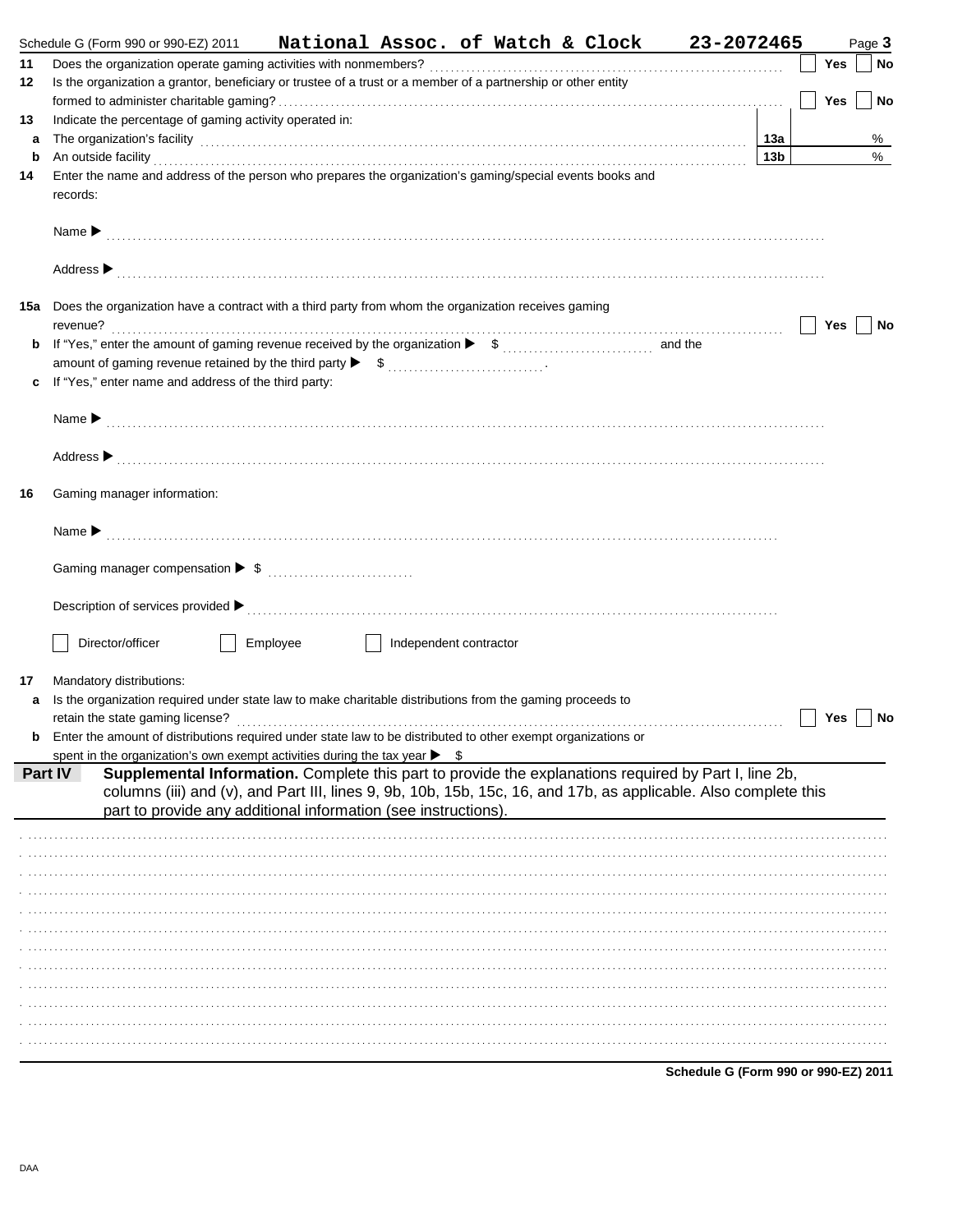Schedule G (Form 990 or 990-EZ) 2011 **National Assoc. of Watch & Clock** **23-2072465** Page **3**

**11** Does the organization operate gaming activities with nonmembers? ☐ **Yes** ☐ **No**

**12** Is the organization a grantor, beneficiary or trustee of a trust or a member of a partnership or other entity formed to administer charitable gaming? ☐ **Yes** ☐ **No**

**13** Indicate the percentage of gaming activity operated in:

**a** The organization's facility **13a** %

**b** An outside facility **13b** %

**14** Enter the name and address of the person who prepares the organization's gaming/special events books and records:

Name ▶

Address ▶

**15a** Does the organization have a contract with a third party from whom the organization receives gaming revenue? ☐ **Yes** ☐ **No**

**b** If "Yes," enter the amount of gaming revenue received by the organization ▶ $ ............ and the amount of gaming revenue retained by the third party ▶ $ ............ .

**c** If "Yes," enter name and address of the third party:

Name ▶

Address ▶

**16** Gaming manager information:

Name ▶

Gaming manager compensation ▶ $

Description of services provided ▶

☐ Director/officer ☐ Employee ☐ Independent contractor

**17** Mandatory distributions:

**a** Is the organization required under state law to make charitable distributions from the gaming proceeds to retain the state gaming license? ☐ **Yes** ☐ **No**

**b** Enter the amount of distributions required under state law to be distributed to other exempt organizations or spent in the organization's own exempt activities during the tax year ▶ $

**Part IV** **Supplemental Information.** Complete this part to provide the explanations required by Part I, line 2b, columns (iii) and (v), and Part III, lines 9, 9b, 10b, 15b, 15c, 16, and 17b, as applicable. Also complete this part to provide any additional information (see instructions).

**Schedule G (Form 990 or 990-EZ) 2011**

DAA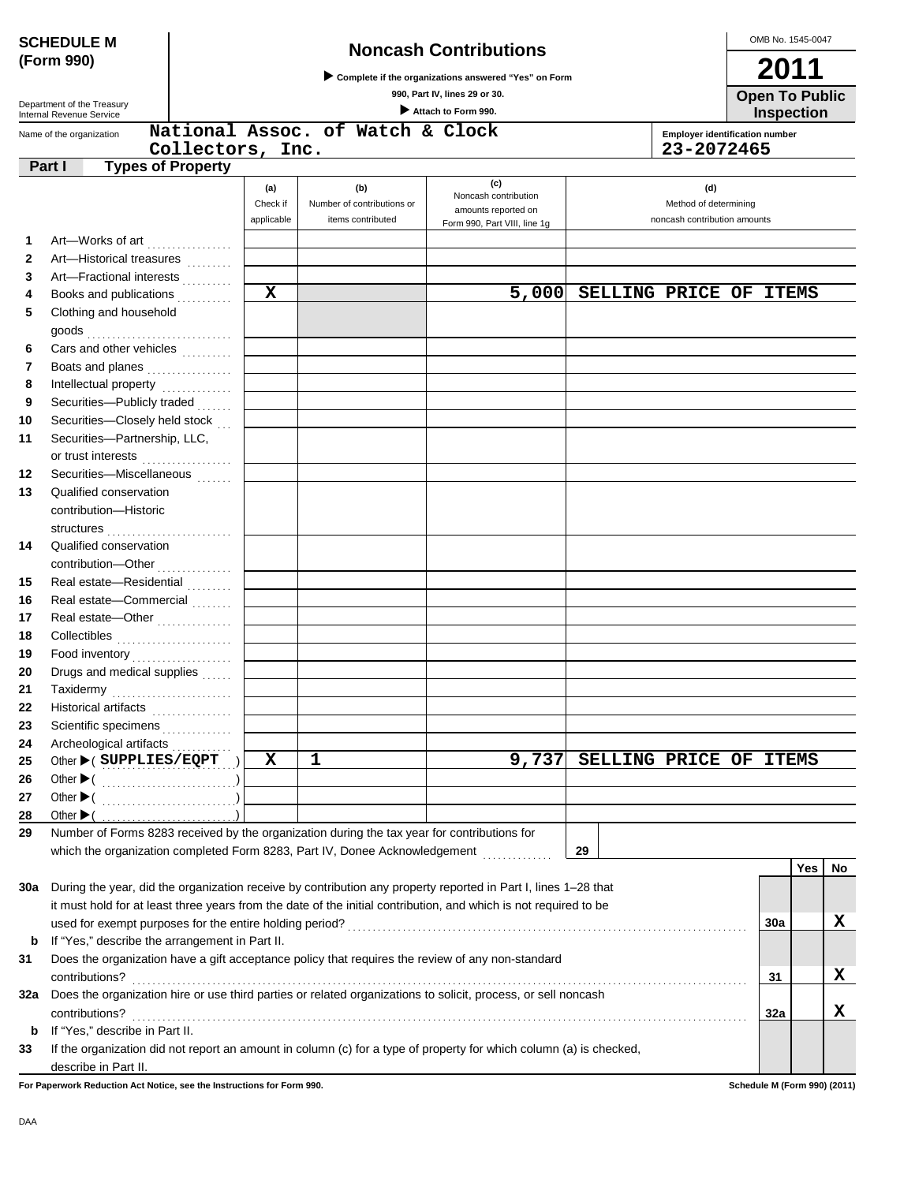**SCHEDULE M (Form 990)**

Department of the Treasury
Internal Revenue Service

# Noncash Contributions

▶ Complete if the organizations answered "Yes" on Form 990, Part IV, lines 29 or 30.

▶ Attach to Form 990.

OMB No. 1545-0047

**2011**

**Open To Public Inspection**

Name of the organization: **National Assoc. of Watch & Clock Collectors, Inc.**

Employer identification number: **23-2072465**

## Part I Types of Property

| | | (a) Check if applicable | (b) Number of contributions or items contributed | (c) Noncash contribution amounts reported on Form 990, Part VIII, line 1g | (d) Method of determining noncash contribution amounts |
|---|---|---|---|---|---|
| 1 | Art—Works of art | | | | |
| 2 | Art—Historical treasures | | | | |
| 3 | Art—Fractional interests | | | | |
| 4 | Books and publications | X | | 5,000 | SELLING PRICE OF ITEMS |
| 5 | Clothing and household goods | | | | |
| 6 | Cars and other vehicles | | | | |
| 7 | Boats and planes | | | | |
| 8 | Intellectual property | | | | |
| 9 | Securities—Publicly traded | | | | |
| 10 | Securities—Closely held stock | | | | |
| 11 | Securities—Partnership, LLC, or trust interests | | | | |
| 12 | Securities—Miscellaneous | | | | |
| 13 | Qualified conservation contribution—Historic structures | | | | |
| 14 | Qualified conservation contribution—Other | | | | |
| 15 | Real estate—Residential | | | | |
| 16 | Real estate—Commercial | | | | |
| 17 | Real estate—Other | | | | |
| 18 | Collectibles | | | | |
| 19 | Food inventory | | | | |
| 20 | Drugs and medical supplies | | | | |
| 21 | Taxidermy | | | | |
| 22 | Historical artifacts | | | | |
| 23 | Scientific specimens | | | | |
| 24 | Archeological artifacts | | | | |
| 25 | Other ▶ ( SUPPLIES/EQPT ) | X | 1 | 9,737 | SELLING PRICE OF ITEMS |
| 26 | Other ▶ ( ) | | | | |
| 27 | Other ▶ ( ) | | | | |
| 28 | Other ▶ ( ) | | | | |

**29** Number of Forms 8283 received by the organization during the tax year for contributions for which the organization completed Form 8283, Part IV, Donee Acknowledgement ..... **29**

| | | | Yes | No |
|---|---|---|---|---|
| 30a | During the year, did the organization receive by contribution any property reported in Part I, lines 1–28 that it must hold for at least three years from the date of the initial contribution, and which is not required to be used for exempt purposes for the entire holding period? | 30a | | X |
| b | If "Yes," describe the arrangement in Part II. | | | |
| 31 | Does the organization have a gift acceptance policy that requires the review of any non-standard contributions? | 31 | | X |
| 32a | Does the organization hire or use third parties or related organizations to solicit, process, or sell noncash contributions? | 32a | | X |
| b | If "Yes," describe in Part II. | | | |
| 33 | If the organization did not report an amount in column (c) for a type of property for which column (a) is checked, describe in Part II. | | | |

For Paperwork Reduction Act Notice, see the Instructions for Form 990.

Schedule M (Form 990) (2011)

DAA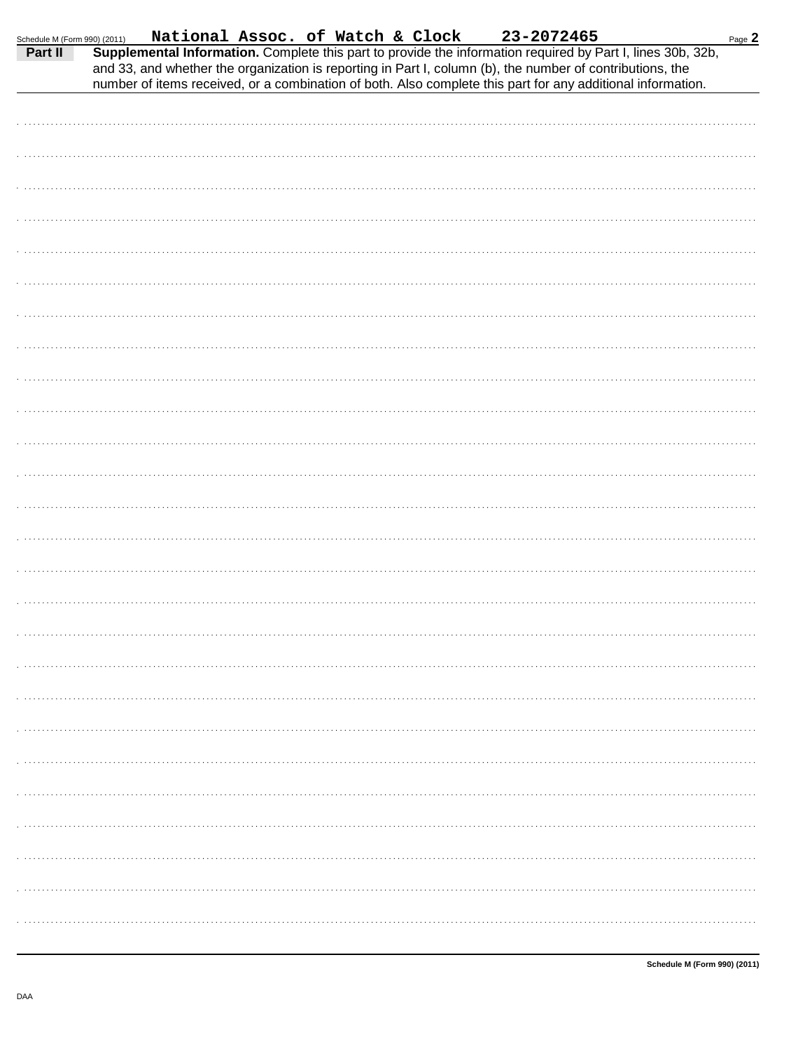Schedule M (Form 990) (2011) National Assoc. of Watch & Clock 23-2072465

**Part II** **Supplemental Information.** Complete this part to provide the information required by Part I, lines 30b, 32b, and 33, and whether the organization is reporting in Part I, column (b), the number of contributions, the number of items received, or a combination of both. Also complete this part for any additional information.

Schedule M (Form 990) (2011)

DAA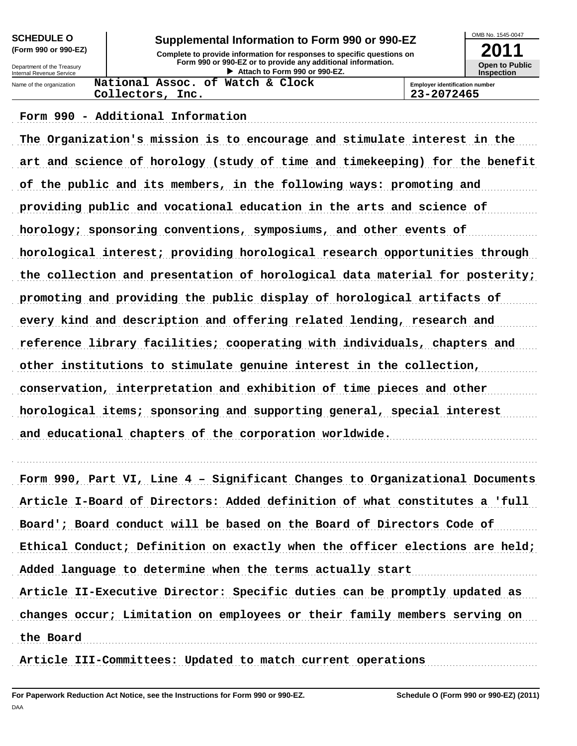**SCHEDULE O**
**(Form 990 or 990-EZ)**

Department of the Treasury
Internal Revenue Service

# Supplemental Information to Form 990 or 990-EZ

**Complete to provide information for responses to specific questions on Form 990 or 990-EZ or to provide any additional information.**
**▶ Attach to Form 990 or 990-EZ.**

OMB No. 1545-0047

**2011**

**Open to Public Inspection**

| Name of the organization | Employer identification number |
|---|---|
| National Assoc. of Watch & Clock Collectors, Inc. | 23-2072465 |

**Form 990 - Additional Information**

The Organization's mission is to encourage and stimulate interest in the art and science of horology (study of time and timekeeping) for the benefit of the public and its members, in the following ways: promoting and providing public and vocational education in the arts and science of horology; sponsoring conventions, symposiums, and other events of horological interest; providing horological research opportunities through the collection and presentation of horological data material for posterity; promoting and providing the public display of horological artifacts of every kind and description and offering related lending, research and reference library facilities; cooperating with individuals, chapters and other institutions to stimulate genuine interest in the collection, conservation, interpretation and exhibition of time pieces and other horological items; sponsoring and supporting general, special interest and educational chapters of the corporation worldwide.

**Form 990, Part VI, Line 4 – Significant Changes to Organizational Documents**

Article I-Board of Directors: Added definition of what constitutes a 'full Board'; Board conduct will be based on the Board of Directors Code of Ethical Conduct; Definition on exactly when the officer elections are held; Added language to determine when the terms actually start

Article II-Executive Director: Specific duties can be promptly updated as changes occur; Limitation on employees or their family members serving on the Board

Article III-Committees: Updated to match current operations

**For Paperwork Reduction Act Notice, see the Instructions for Form 990 or 990-EZ.** **Schedule O (Form 990 or 990-EZ) (2011)**

DAA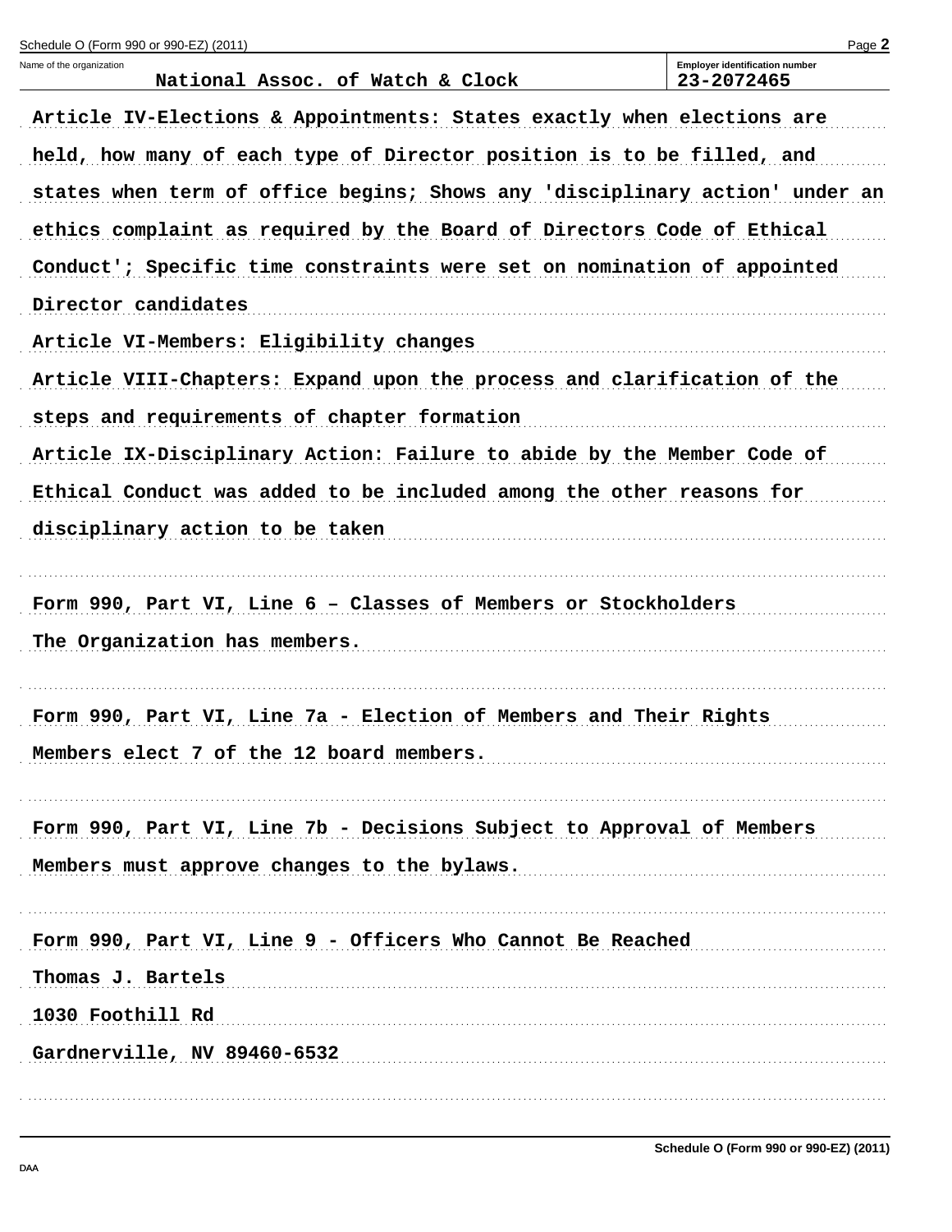Name of the organization: National Assoc. of Watch & Clock

Employer identification number: 23-2072465

Article IV-Elections & Appointments: States exactly when elections are held, how many of each type of Director position is to be filled, and states when term of office begins; Shows any 'disciplinary action' under an ethics complaint as required by the Board of Directors Code of Ethical Conduct'; Specific time constraints were set on nomination of appointed Director candidates

Article VI-Members: Eligibility changes

Article VIII-Chapters: Expand upon the process and clarification of the steps and requirements of chapter formation

Article IX-Disciplinary Action: Failure to abide by the Member Code of Ethical Conduct was added to be included among the other reasons for disciplinary action to be taken

Form 990, Part VI, Line 6 – Classes of Members or Stockholders

The Organization has members.

Form 990, Part VI, Line 7a - Election of Members and Their Rights

Members elect 7 of the 12 board members.

Form 990, Part VI, Line 7b - Decisions Subject to Approval of Members

Members must approve changes to the bylaws.

Form 990, Part VI, Line 9 - Officers Who Cannot Be Reached

Thomas J. Bartels

1030 Foothill Rd

Gardnerville, NV 89460-6532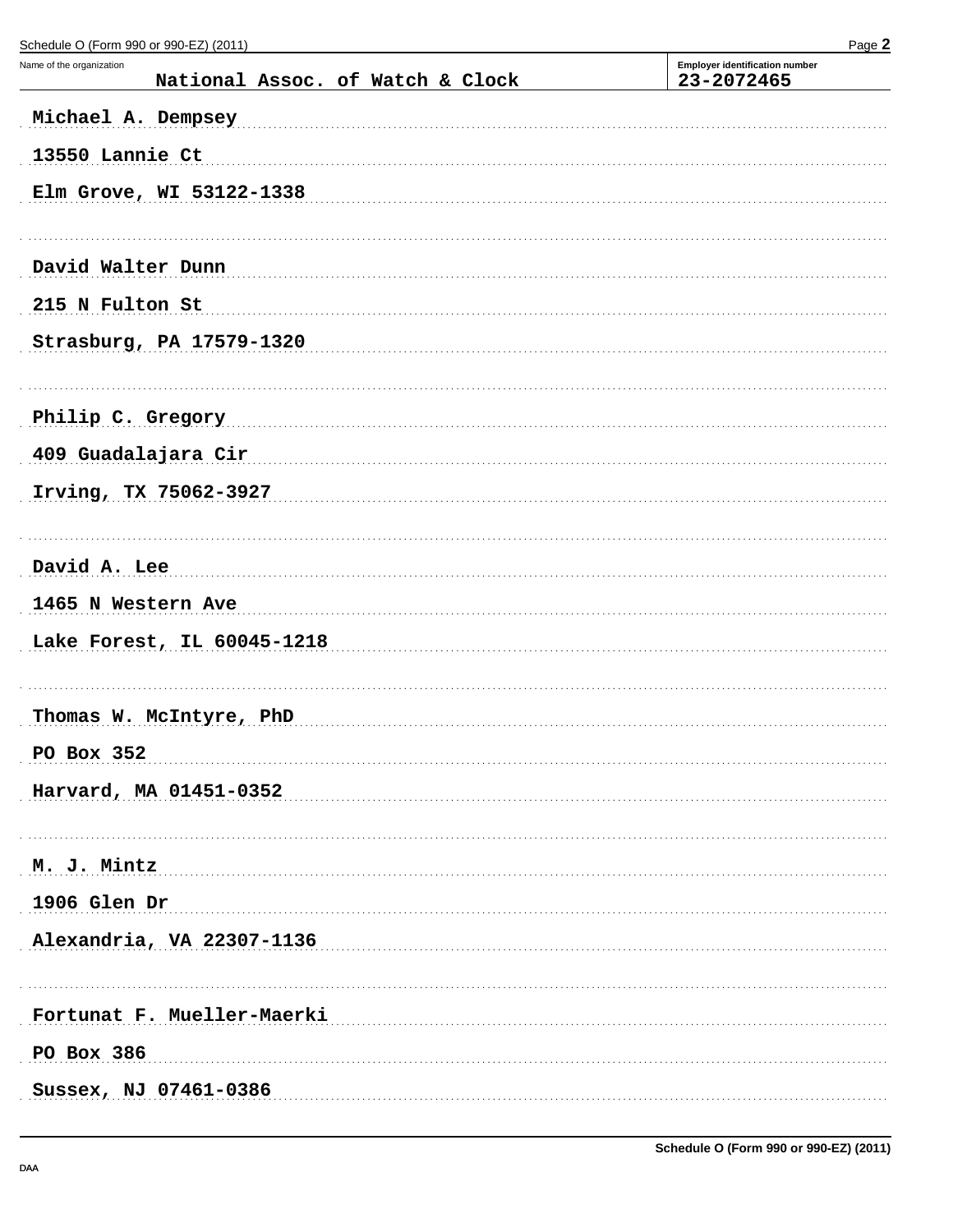Schedule O (Form 990 or 990-EZ) (2011)

Name of the organization: National Assoc. of Watch & Clock

Employer identification number: 23-2072465

Michael A. Dempsey
13550 Lannie Ct
Elm Grove, WI 53122-1338

David Walter Dunn
215 N Fulton St
Strasburg, PA 17579-1320

Philip C. Gregory
409 Guadalajara Cir
Irving, TX 75062-3927

David A. Lee
1465 N Western Ave
Lake Forest, IL 60045-1218

Thomas W. McIntyre, PhD
PO Box 352
Harvard, MA 01451-0352

M. J. Mintz
1906 Glen Dr
Alexandria, VA 22307-1136

Fortunat F. Mueller-Maerki
PO Box 386
Sussex, NJ 07461-0386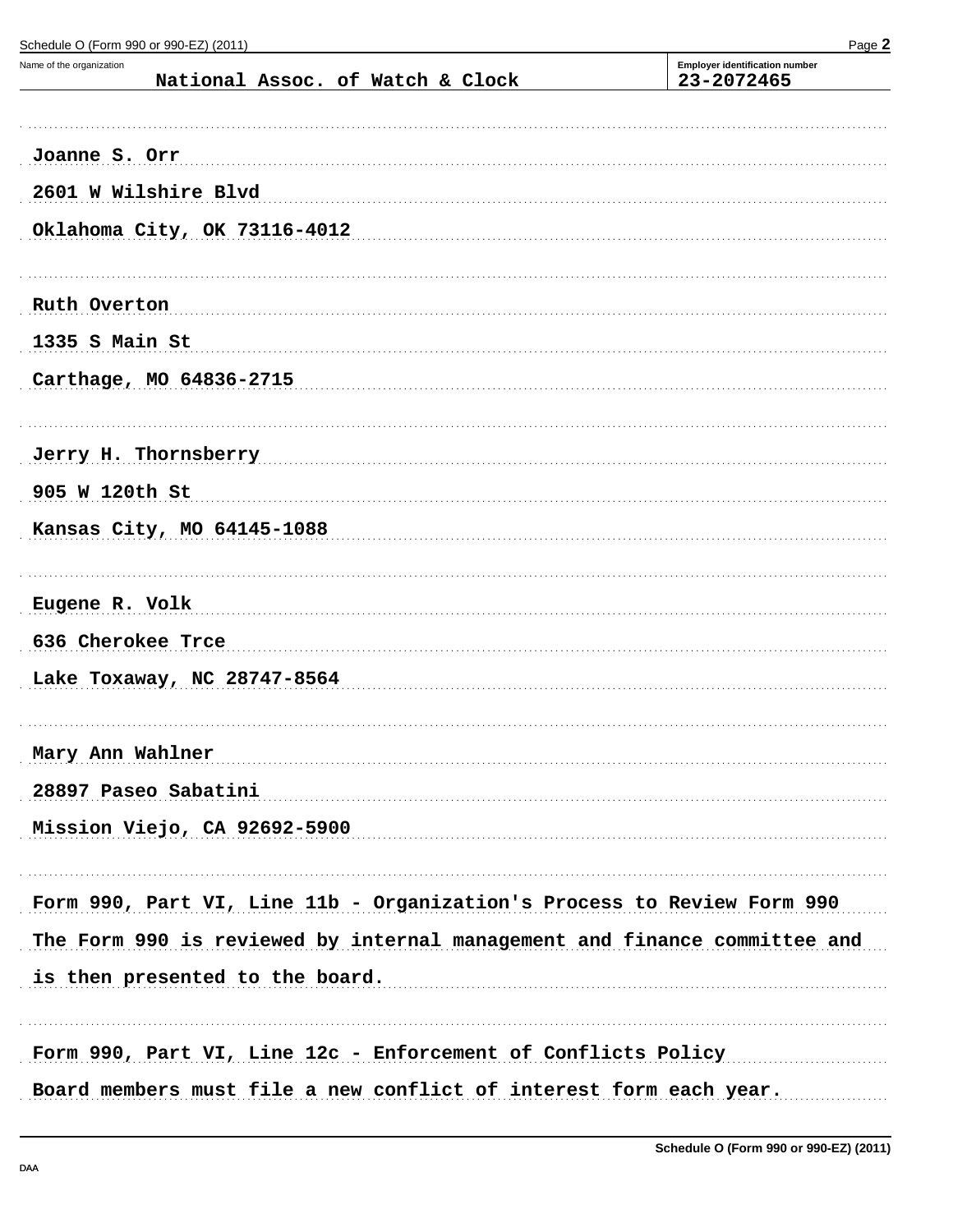Schedule O (Form 990 or 990-EZ) (2011) Page **2**

Name of the organization: National Assoc. of Watch & Clock

Employer identification number: 23-2072465

Joanne S. Orr
2601 W Wilshire Blvd
Oklahoma City, OK 73116-4012

Ruth Overton
1335 S Main St
Carthage, MO 64836-2715

Jerry H. Thornsberry
905 W 120th St
Kansas City, MO 64145-1088

Eugene R. Volk
636 Cherokee Trce
Lake Toxaway, NC 28747-8564

Mary Ann Wahlner
28897 Paseo Sabatini
Mission Viejo, CA 92692-5900

Form 990, Part VI, Line 11b - Organization's Process to Review Form 990
The Form 990 is reviewed by internal management and finance committee and is then presented to the board.

Form 990, Part VI, Line 12c - Enforcement of Conflicts Policy
Board members must file a new conflict of interest form each year.

Schedule O (Form 990 or 990-EZ) (2011)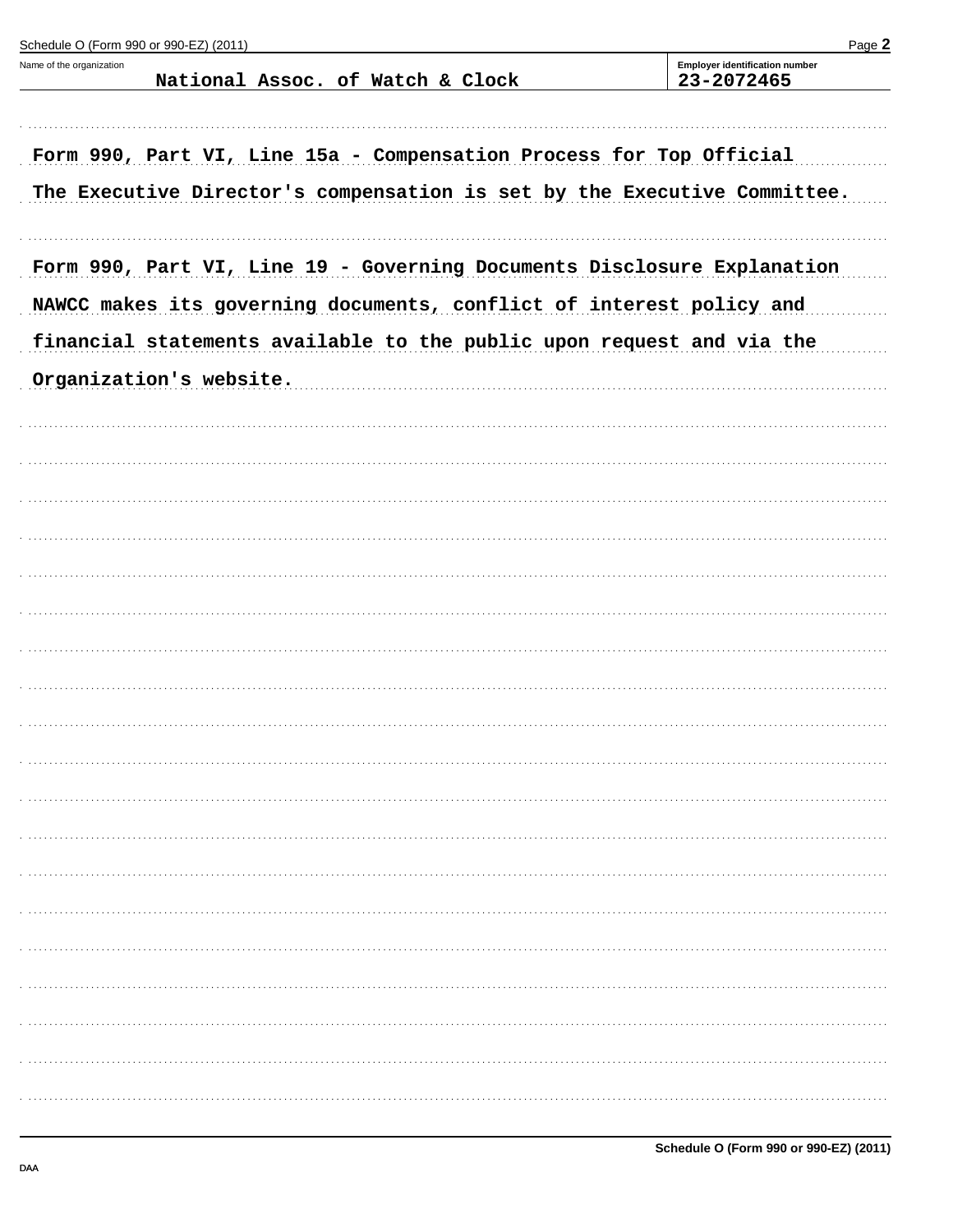Name of the organization: National Assoc. of Watch & Clock

Employer identification number: 23-2072465

Form 990, Part VI, Line 15a - Compensation Process for Top Official

The Executive Director's compensation is set by the Executive Committee.

Form 990, Part VI, Line 19 - Governing Documents Disclosure Explanation

NAWCC makes its governing documents, conflict of interest policy and financial statements available to the public upon request and via the Organization's website.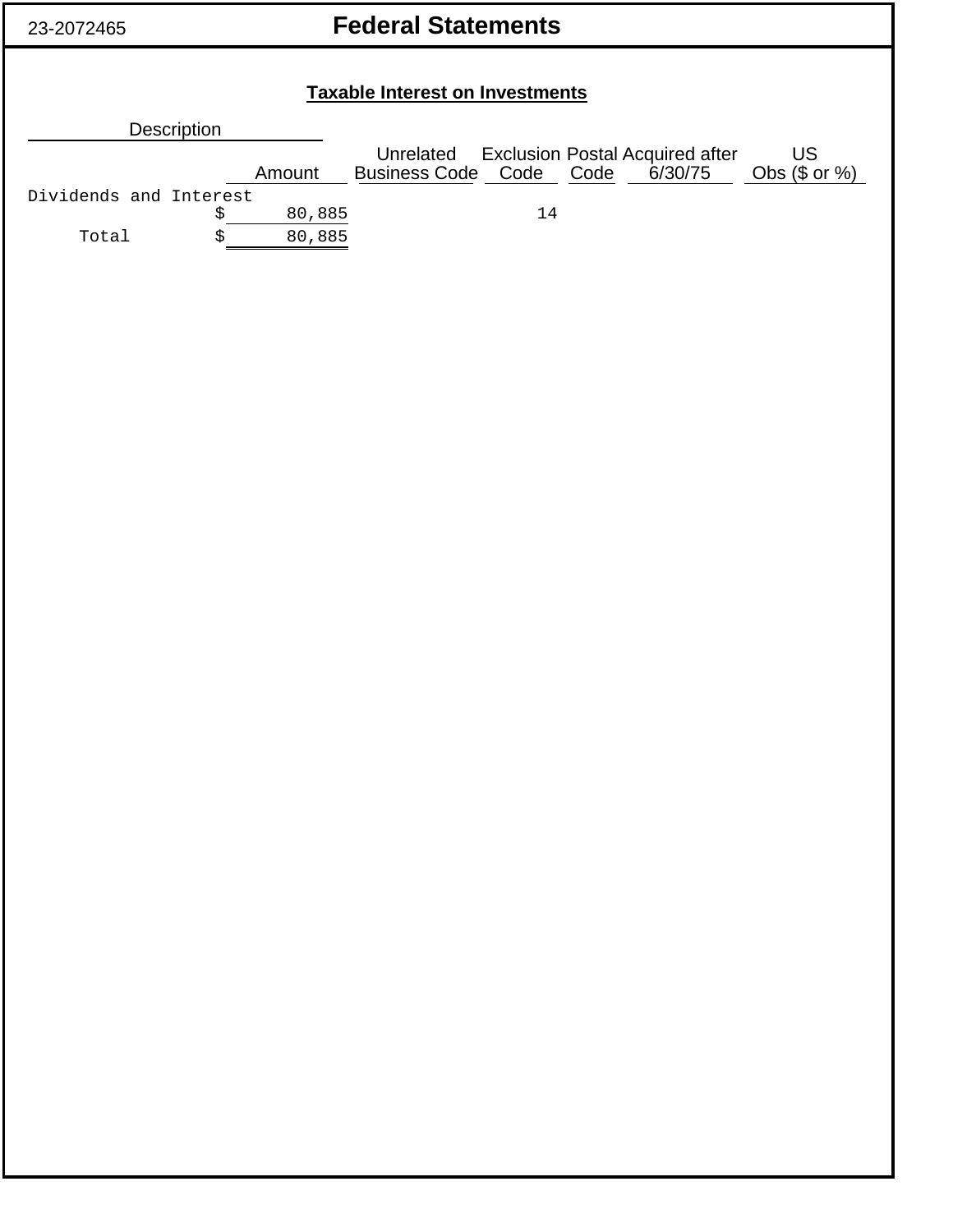23-2072465

# Federal Statements

## Taxable Interest on Investments

| Description | Amount | Unrelated Business Code | Exclusion Code | Postal Code | Acquired after 6/30/75 | US Obs ($ or %) |
|---|---|---|---|---|---|---|
| Dividends and Interest | $ 80,885 | | 14 | | | |
| Total | $ 80,885 | | | | | |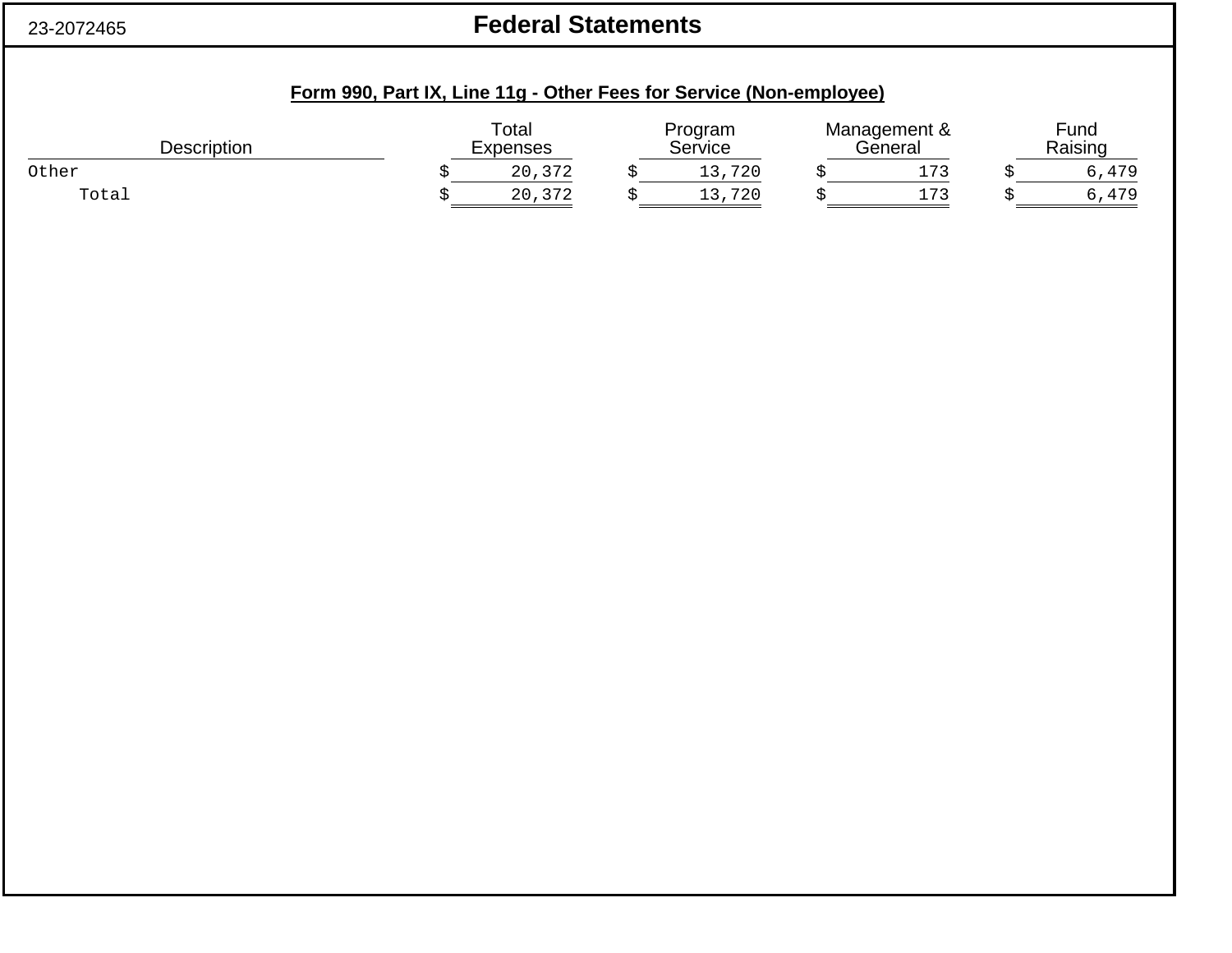23-2072465

# Federal Statements

## Form 990, Part IX, Line 11g - Other Fees for Service (Non-employee)

| Description | Total Expenses | Program Service | Management & General | Fund Raising |
|---|---|---|---|---|
| Other | $ 20,372 | $ 13,720 | $ 173 | $ 6,479 |
| Total | $ 20,372 | $ 13,720 | $ 173 | $ 6,479 |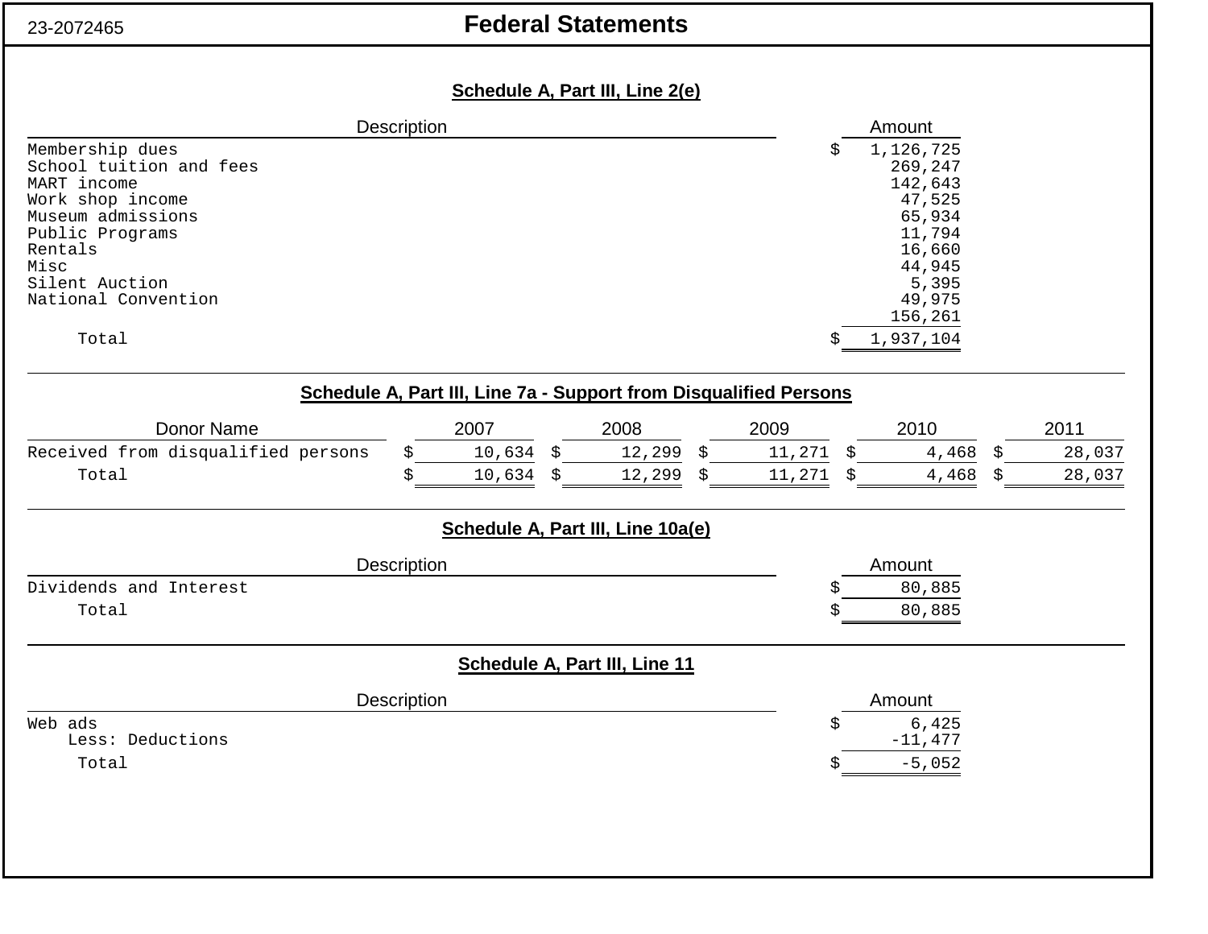23-2072465

# Federal Statements

## Schedule A, Part III, Line 2(e)

| Description | Amount |
|---|---|
| Membership dues | $ 1,126,725 |
| School tuition and fees | 269,247 |
| MART income | 142,643 |
| Work shop income | 47,525 |
| Museum admissions | 65,934 |
| Public Programs | 11,794 |
| Rentals | 16,660 |
| Misc | 44,945 |
| Silent Auction | 5,395 |
| National Convention | 49,975 |
| | 156,261 |
| Total | $ 1,937,104 |

## Schedule A, Part III, Line 7a - Support from Disqualified Persons

| Donor Name | 2007 | 2008 | 2009 | 2010 | 2011 |
|---|---|---|---|---|---|
| Received from disqualified persons | $ 10,634 | $ 12,299 | $ 11,271 | $ 4,468 | $ 28,037 |
| Total | $ 10,634 | $ 12,299 | $ 11,271 | $ 4,468 | $ 28,037 |

## Schedule A, Part III, Line 10a(e)

| Description | Amount |
|---|---|
| Dividends and Interest | $ 80,885 |
| Total | $ 80,885 |

## Schedule A, Part III, Line 11

| Description | Amount |
|---|---|
| Web ads | $ 6,425 |
| Less: Deductions | -11,477 |
| Total | $ -5,052 |